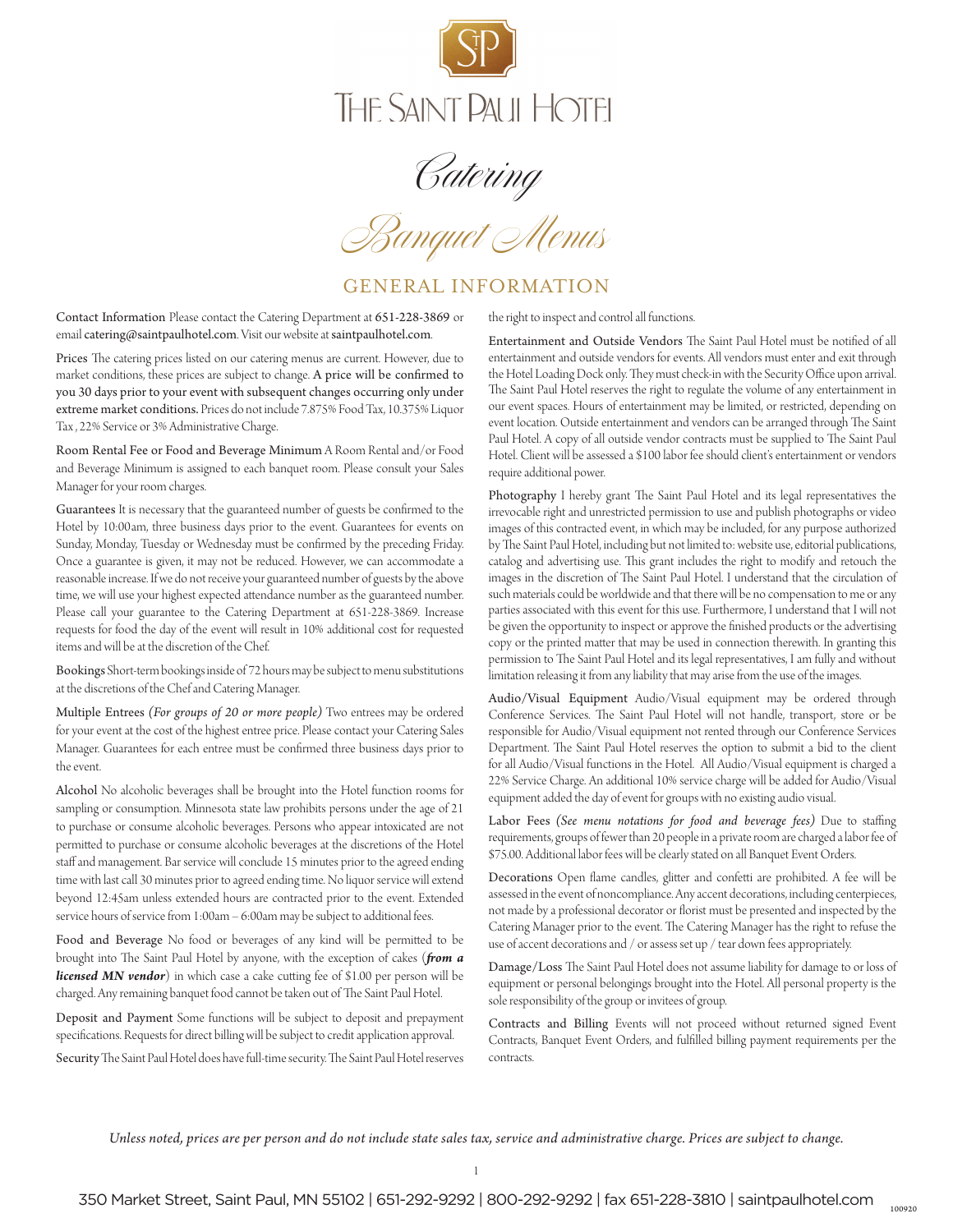# The Saint Paul Hotel

## Catering

## Banquet Menus

## GENERAL INFORMATION

**Contact Information** Please contact the Catering Department at 651-228-3869 or email catering@saintpaulhotel.com. Visit our website at saintpaulhotel.com.

**Prices** The catering prices listed on our catering menus are current. However, due to market conditions, these prices are subject to change. A price will be confirmed to you 30 days prior to your event with subsequent changes occurring only under extreme market conditions. Prices do not include 7.875% Food Tax, 10.375% Liquor Tax , 22% Service or 3% Administrative Charge.

**Room Rental Fee or Food and Beverage Minimum** A Room Rental and/or Food and Beverage Minimum is assigned to each banquet room. Please consult your Sales Manager for your room charges.

**Guarantees** It is necessary that the guaranteed number of guests be confirmed to the Hotel by 10:00am, three business days prior to the event. Guarantees for events on Sunday, Monday, Tuesday or Wednesday must be confirmed by the preceding Friday. Once a guarantee is given, it may not be reduced. However, we can accommodate a reasonable increase. If we do not receive your guaranteed number of guests by the above time, we will use your highest expected attendance number as the guaranteed number. Please call your guarantee to the Catering Department at 651-228-3869. Increase requests for food the day of the event will result in 10% additional cost for requested items and will be at the discretion of the Chef.

**Bookings** Short-term bookings inside of 72 hours may be subject to menu substitutions at the discretions of the Chef and Catering Manager.

**Multiple Entrees** *(For groups of 20 or more people)* Two entrees may be ordered for your event at the cost of the highest entree price. Please contact your Catering Sales Manager. Guarantees for each entree must be confirmed three business days prior to the event.

**Alcohol** No alcoholic beverages shall be brought into the Hotel function rooms for sampling or consumption. Minnesota state law prohibits persons under the age of 21 to purchase or consume alcoholic beverages. Persons who appear intoxicated are not permitted to purchase or consume alcoholic beverages at the discretions of the Hotel staff and management. Bar service will conclude 15 minutes prior to the agreed ending time with last call 30 minutes prior to agreed ending time. No liquor service will extend beyond 12:45am unless extended hours are contracted prior to the event. Extended service hours of service from 1:00am – 6:00am may be subject to additional fees.

**Food and Beverage** No food or beverages of any kind will be permitted to be brought into The Saint Paul Hotel by anyone, with the exception of cakes (***from a licensed MN vendor***) in which case a cake cutting fee of $1.00 per person will be charged. Any remaining banquet food cannot be taken out of The Saint Paul Hotel.

**Deposit and Payment** Some functions will be subject to deposit and prepayment specifications. Requests for direct billing will be subject to credit application approval.

**Security** The Saint Paul Hotel does have full-time security. The Saint Paul Hotel reserves the right to inspect and control all functions.

**Entertainment and Outside Vendors** The Saint Paul Hotel must be notified of all entertainment and outside vendors for events. All vendors must enter and exit through the Hotel Loading Dock only. They must check-in with the Security Office upon arrival. The Saint Paul Hotel reserves the right to regulate the volume of any entertainment in our event spaces. Hours of entertainment may be limited, or restricted, depending on event location. Outside entertainment and vendors can be arranged through The Saint Paul Hotel. A copy of all outside vendor contracts must be supplied to The Saint Paul Hotel. Client will be assessed a $100 labor fee should client's entertainment or vendors require additional power.

**Photography** I hereby grant The Saint Paul Hotel and its legal representatives the irrevocable right and unrestricted permission to use and publish photographs or video images of this contracted event, in which may be included, for any purpose authorized by The Saint Paul Hotel, including but not limited to: website use, editorial publications, catalog and advertising use. This grant includes the right to modify and retouch the images in the discretion of The Saint Paul Hotel. I understand that the circulation of such materials could be worldwide and that there will be no compensation to me or any parties associated with this event for this use. Furthermore, I understand that I will not be given the opportunity to inspect or approve the finished products or the advertising copy or the printed matter that may be used in connection therewith. In granting this permission to The Saint Paul Hotel and its legal representatives, I am fully and without limitation releasing it from any liability that may arise from the use of the images.

**Audio/Visual Equipment** Audio/Visual equipment may be ordered through Conference Services. The Saint Paul Hotel will not handle, transport, store or be responsible for Audio/Visual equipment not rented through our Conference Services Department. The Saint Paul Hotel reserves the option to submit a bid to the client for all Audio/Visual functions in the Hotel. All Audio/Visual equipment is charged a 22% Service Charge. An additional 10% service charge will be added for Audio/Visual equipment added the day of event for groups with no existing audio visual.

**Labor Fees** *(See menu notations for food and beverage fees)* Due to staffing requirements, groups of fewer than 20 people in a private room are charged a labor fee of $75.00. Additional labor fees will be clearly stated on all Banquet Event Orders.

**Decorations** Open flame candles, glitter and confetti are prohibited. A fee will be assessed in the event of noncompliance. Any accent decorations, including centerpieces, not made by a professional decorator or florist must be presented and inspected by the Catering Manager prior to the event. The Catering Manager has the right to refuse the use of accent decorations and / or assess set up / tear down fees appropriately.

**Damage/Loss** The Saint Paul Hotel does not assume liability for damage to or loss of equipment or personal belongings brought into the Hotel. All personal property is the sole responsibility of the group or invitees of group.

**Contracts and Billing** Events will not proceed without returned signed Event Contracts, Banquet Event Orders, and fulfilled billing payment requirements per the contracts.

*Unless noted, prices are per person and do not include state sales tax, service and administrative charge. Prices are subject to change.*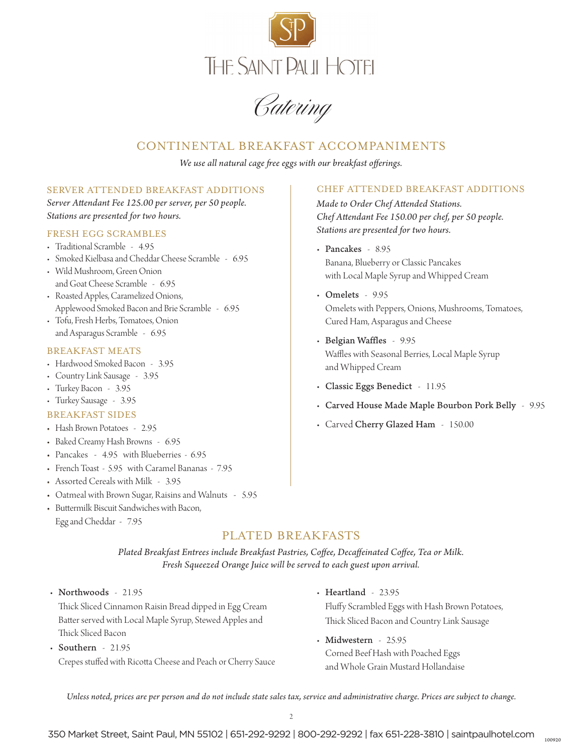# The Saint Paul Hotel

## Catering

## CONTINENTAL BREAKFAST ACCOMPANIMENTS

*We use all natural cage free eggs with our breakfast offerings.*

### SERVER ATTENDED BREAKFAST ADDITIONS

*Server Attendant Fee 125.00 per server, per 50 people.*
*Stations are presented for two hours.*

#### FRESH EGG SCRAMBLES

- Traditional Scramble - 4.95
- Smoked Kielbasa and Cheddar Cheese Scramble - 6.95
- Wild Mushroom, Green Onion and Goat Cheese Scramble - 6.95
- Roasted Apples, Caramelized Onions, Applewood Smoked Bacon and Brie Scramble - 6.95
- Tofu, Fresh Herbs, Tomatoes, Onion and Asparagus Scramble - 6.95

#### BREAKFAST MEATS

- Hardwood Smoked Bacon - 3.95
- Country Link Sausage - 3.95
- Turkey Bacon - 3.95
- Turkey Sausage - 3.95

#### BREAKFAST SIDES

- Hash Brown Potatoes - 2.95
- Baked Creamy Hash Browns - 6.95
- Pancakes - 4.95 with Blueberries - 6.95
- French Toast - 5.95 with Caramel Bananas - 7.95
- Assorted Cereals with Milk - 3.95
- Oatmeal with Brown Sugar, Raisins and Walnuts - 5.95
- Buttermilk Biscuit Sandwiches with Bacon, Egg and Cheddar - 7.95

### CHEF ATTENDED BREAKFAST ADDITIONS

*Made to Order Chef Attended Stations.*
*Chef Attendant Fee 150.00 per chef, per 50 people.*
*Stations are presented for two hours.*

- **Pancakes** - 8.95
  Banana, Blueberry or Classic Pancakes with Local Maple Syrup and Whipped Cream
- **Omelets** - 9.95
  Omelets with Peppers, Onions, Mushrooms, Tomatoes, Cured Ham, Asparagus and Cheese
- **Belgian Waffles** - 9.95
  Waffles with Seasonal Berries, Local Maple Syrup and Whipped Cream
- **Classic Eggs Benedict** - 11.95
- **Carved House Made Maple Bourbon Pork Belly** - 9.95
- Carved **Cherry Glazed Ham** - 150.00

## PLATED BREAKFASTS

*Plated Breakfast Entrees include Breakfast Pastries, Coffee, Decaffeinated Coffee, Tea or Milk.*
*Fresh Squeezed Orange Juice will be served to each guest upon arrival.*

- **Northwoods** - 21.95
  Thick Sliced Cinnamon Raisin Bread dipped in Egg Cream Batter served with Local Maple Syrup, Stewed Apples and Thick Sliced Bacon
- **Southern** - 21.95
  Crepes stuffed with Ricotta Cheese and Peach or Cherry Sauce
- **Heartland** - 23.95
  Fluffy Scrambled Eggs with Hash Brown Potatoes, Thick Sliced Bacon and Country Link Sausage
- **Midwestern** - 25.95
  Corned Beef Hash with Poached Eggs and Whole Grain Mustard Hollandaise

*Unless noted, prices are per person and do not include state sales tax, service and administrative charge. Prices are subject to change.*

350 Market Street, Saint Paul, MN 55102 | 651-292-9292 | 800-292-9292 | fax 651-228-3810 | saintpaulhotel.com

100920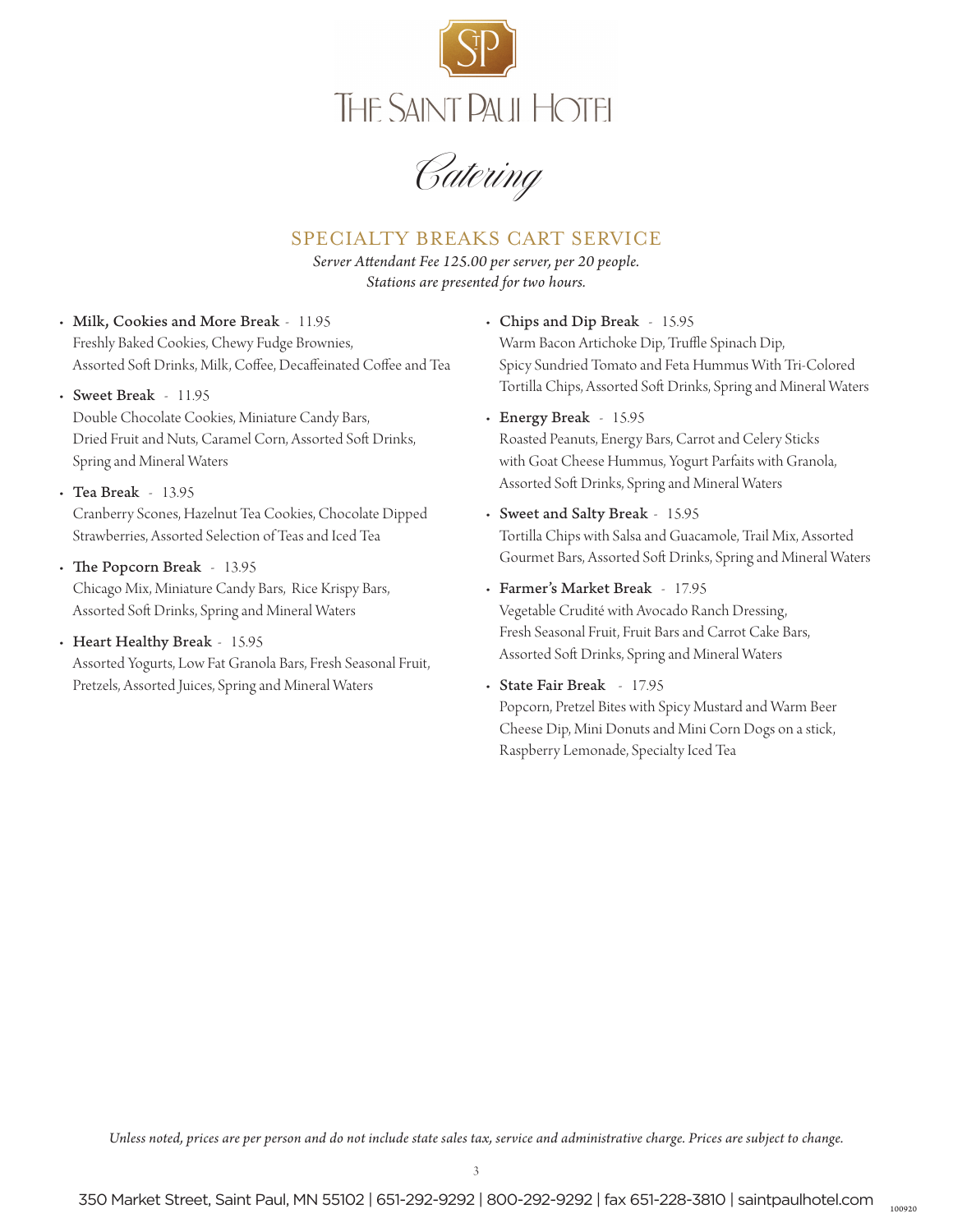# The Saint Paul Hotel

## Catering

### SPECIALTY BREAKS CART SERVICE

*Server Attendant Fee 125.00 per server, per 20 people.*
*Stations are presented for two hours.*

- **Milk, Cookies and More Break** - 11.95
  Freshly Baked Cookies, Chewy Fudge Brownies, Assorted Soft Drinks, Milk, Coffee, Decaffeinated Coffee and Tea
- **Sweet Break** - 11.95
  Double Chocolate Cookies, Miniature Candy Bars, Dried Fruit and Nuts, Caramel Corn, Assorted Soft Drinks, Spring and Mineral Waters
- **Tea Break** - 13.95
  Cranberry Scones, Hazelnut Tea Cookies, Chocolate Dipped Strawberries, Assorted Selection of Teas and Iced Tea
- **The Popcorn Break** - 13.95
  Chicago Mix, Miniature Candy Bars, Rice Krispy Bars, Assorted Soft Drinks, Spring and Mineral Waters
- **Heart Healthy Break** - 15.95
  Assorted Yogurts, Low Fat Granola Bars, Fresh Seasonal Fruit, Pretzels, Assorted Juices, Spring and Mineral Waters
- **Chips and Dip Break** - 15.95
  Warm Bacon Artichoke Dip, Truffle Spinach Dip, Spicy Sundried Tomato and Feta Hummus With Tri-Colored Tortilla Chips, Assorted Soft Drinks, Spring and Mineral Waters
- **Energy Break** - 15.95
  Roasted Peanuts, Energy Bars, Carrot and Celery Sticks with Goat Cheese Hummus, Yogurt Parfaits with Granola, Assorted Soft Drinks, Spring and Mineral Waters
- **Sweet and Salty Break** - 15.95
  Tortilla Chips with Salsa and Guacamole, Trail Mix, Assorted Gourmet Bars, Assorted Soft Drinks, Spring and Mineral Waters
- **Farmer's Market Break** - 17.95
  Vegetable Crudité with Avocado Ranch Dressing, Fresh Seasonal Fruit, Fruit Bars and Carrot Cake Bars, Assorted Soft Drinks, Spring and Mineral Waters
- **State Fair Break** - 17.95
  Popcorn, Pretzel Bites with Spicy Mustard and Warm Beer Cheese Dip, Mini Donuts and Mini Corn Dogs on a stick, Raspberry Lemonade, Specialty Iced Tea

*Unless noted, prices are per person and do not include state sales tax, service and administrative charge. Prices are subject to change.*

350 Market Street, Saint Paul, MN 55102 | 651-292-9292 | 800-292-9292 | fax 651-228-3810 | saintpaulhotel.com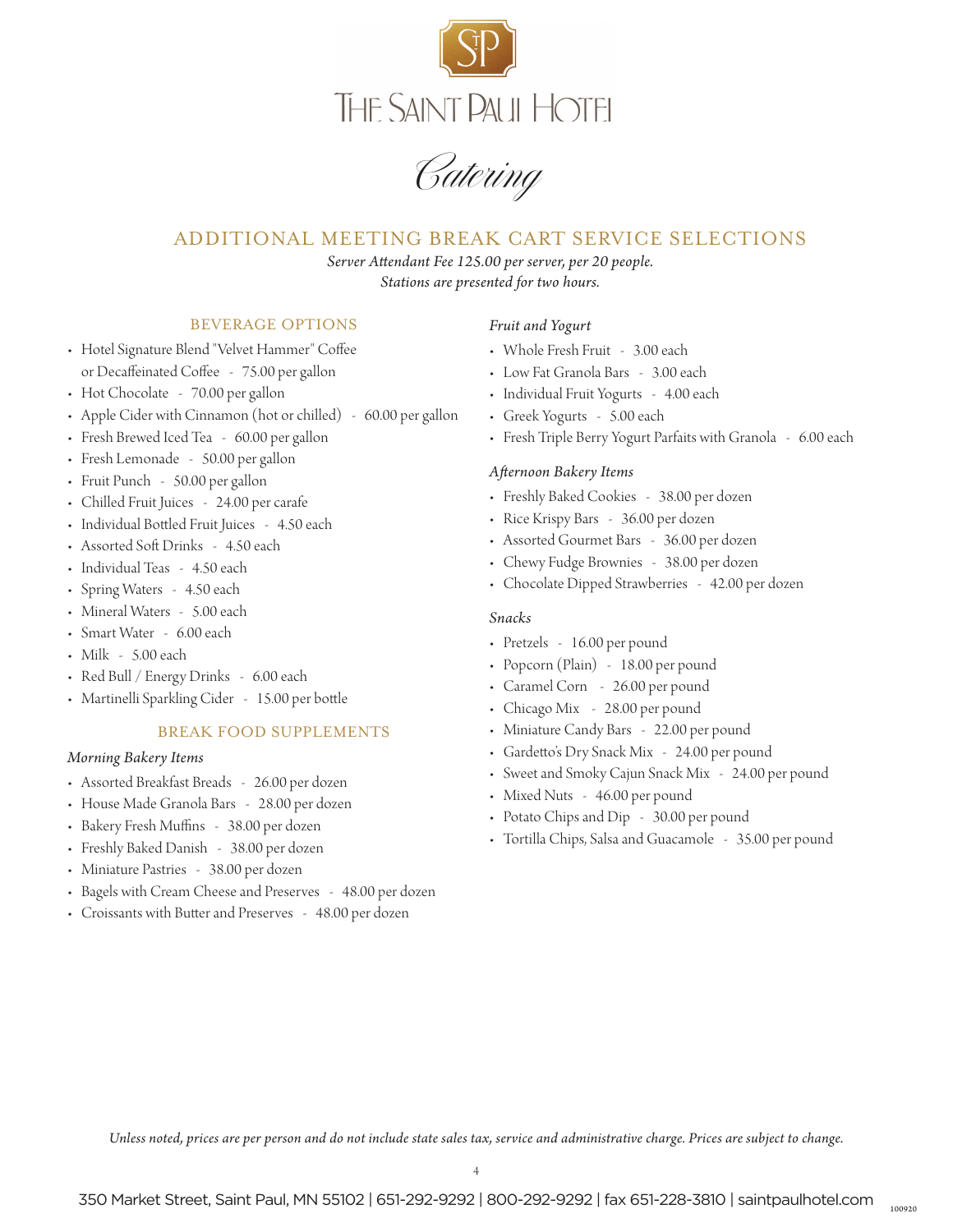# THE SAINT PAUL HOTEL

*Catering*

## ADDITIONAL MEETING BREAK CART SERVICE SELECTIONS

*Server Attendant Fee 125.00 per server, per 20 people.*
*Stations are presented for two hours.*

### BEVERAGE OPTIONS

- Hotel Signature Blend "Velvet Hammer" Coffee or Decaffeinated Coffee - 75.00 per gallon
- Hot Chocolate - 70.00 per gallon
- Apple Cider with Cinnamon (hot or chilled) - 60.00 per gallon
- Fresh Brewed Iced Tea - 60.00 per gallon
- Fresh Lemonade - 50.00 per gallon
- Fruit Punch - 50.00 per gallon
- Chilled Fruit Juices - 24.00 per carafe
- Individual Bottled Fruit Juices - 4.50 each
- Assorted Soft Drinks - 4.50 each
- Individual Teas - 4.50 each
- Spring Waters - 4.50 each
- Mineral Waters - 5.00 each
- Smart Water - 6.00 each
- Milk - 5.00 each
- Red Bull / Energy Drinks - 6.00 each
- Martinelli Sparkling Cider - 15.00 per bottle

### BREAK FOOD SUPPLEMENTS

*Morning Bakery Items*

- Assorted Breakfast Breads - 26.00 per dozen
- House Made Granola Bars - 28.00 per dozen
- Bakery Fresh Muffins - 38.00 per dozen
- Freshly Baked Danish - 38.00 per dozen
- Miniature Pastries - 38.00 per dozen
- Bagels with Cream Cheese and Preserves - 48.00 per dozen
- Croissants with Butter and Preserves - 48.00 per dozen

*Fruit and Yogurt*

- Whole Fresh Fruit - 3.00 each
- Low Fat Granola Bars - 3.00 each
- Individual Fruit Yogurts - 4.00 each
- Greek Yogurts - 5.00 each
- Fresh Triple Berry Yogurt Parfaits with Granola - 6.00 each

*Afternoon Bakery Items*

- Freshly Baked Cookies - 38.00 per dozen
- Rice Krispy Bars - 36.00 per dozen
- Assorted Gourmet Bars - 36.00 per dozen
- Chewy Fudge Brownies - 38.00 per dozen
- Chocolate Dipped Strawberries - 42.00 per dozen

*Snacks*

- Pretzels - 16.00 per pound
- Popcorn (Plain) - 18.00 per pound
- Caramel Corn - 26.00 per pound
- Chicago Mix - 28.00 per pound
- Miniature Candy Bars - 22.00 per pound
- Gardetto's Dry Snack Mix - 24.00 per pound
- Sweet and Smoky Cajun Snack Mix - 24.00 per pound
- Mixed Nuts - 46.00 per pound
- Potato Chips and Dip - 30.00 per pound
- Tortilla Chips, Salsa and Guacamole - 35.00 per pound

*Unless noted, prices are per person and do not include state sales tax, service and administrative charge. Prices are subject to change.*

350 Market Street, Saint Paul, MN 55102 | 651-292-9292 | 800-292-9292 | fax 651-228-3810 | saintpaulhotel.com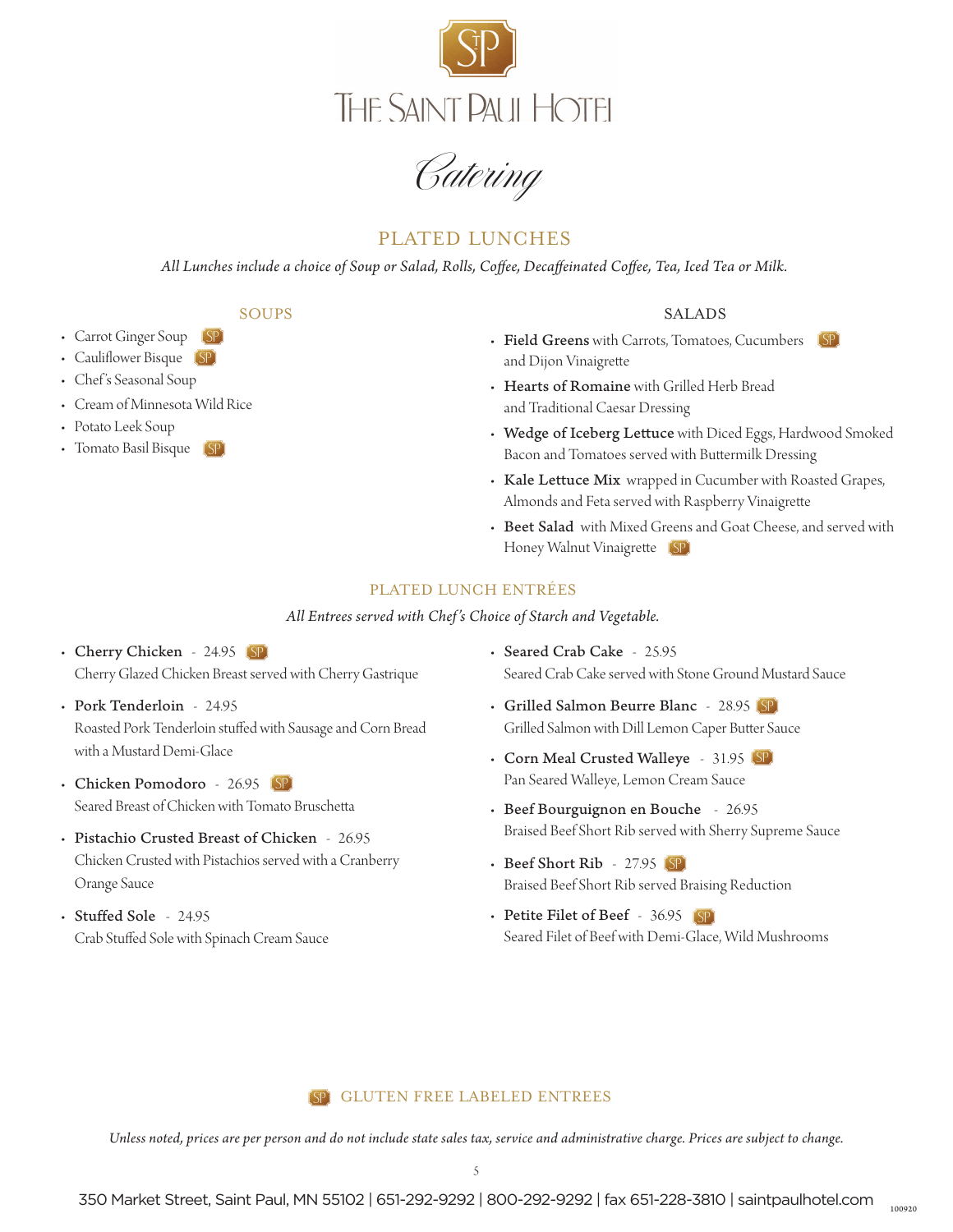# THE SAINT PAUL HOTEL

## Catering

## PLATED LUNCHES

*All Lunches include a choice of Soup or Salad, Rolls, Coffee, Decaffeinated Coffee, Tea, Iced Tea or Milk.*

### SOUPS

- Carrot Ginger Soup (SP)
- Cauliflower Bisque (SP)
- Chef's Seasonal Soup
- Cream of Minnesota Wild Rice
- Potato Leek Soup
- Tomato Basil Bisque (SP)

### SALADS

- **Field Greens** with Carrots, Tomatoes, Cucumbers and Dijon Vinaigrette (SP)
- **Hearts of Romaine** with Grilled Herb Bread and Traditional Caesar Dressing
- **Wedge of Iceberg Lettuce** with Diced Eggs, Hardwood Smoked Bacon and Tomatoes served with Buttermilk Dressing
- **Kale Lettuce Mix** wrapped in Cucumber with Roasted Grapes, Almonds and Feta served with Raspberry Vinaigrette
- **Beet Salad** with Mixed Greens and Goat Cheese, and served with Honey Walnut Vinaigrette (SP)

## PLATED LUNCH ENTRÉES

*All Entrees served with Chef's Choice of Starch and Vegetable.*

- **Cherry Chicken** - 24.95 (SP)
  Cherry Glazed Chicken Breast served with Cherry Gastrique
- **Pork Tenderloin** - 24.95
  Roasted Pork Tenderloin stuffed with Sausage and Corn Bread with a Mustard Demi-Glace
- **Chicken Pomodoro** - 26.95 (SP)
  Seared Breast of Chicken with Tomato Bruschetta
- **Pistachio Crusted Breast of Chicken** - 26.95
  Chicken Crusted with Pistachios served with a Cranberry Orange Sauce
- **Stuffed Sole** - 24.95
  Crab Stuffed Sole with Spinach Cream Sauce
- **Seared Crab Cake** - 25.95
  Seared Crab Cake served with Stone Ground Mustard Sauce
- **Grilled Salmon Beurre Blanc** - 28.95 (SP)
  Grilled Salmon with Dill Lemon Caper Butter Sauce
- **Corn Meal Crusted Walleye** - 31.95 (SP)
  Pan Seared Walleye, Lemon Cream Sauce
- **Beef Bourguignon en Bouche** - 26.95
  Braised Beef Short Rib served with Sherry Supreme Sauce
- **Beef Short Rib** - 27.95 (SP)
  Braised Beef Short Rib served Braising Reduction
- **Petite Filet of Beef** - 36.95 (SP)
  Seared Filet of Beef with Demi-Glace, Wild Mushrooms

(SP) GLUTEN FREE LABELED ENTREES

*Unless noted, prices are per person and do not include state sales tax, service and administrative charge. Prices are subject to change.*

350 Market Street, Saint Paul, MN 55102 | 651-292-9292 | 800-292-9292 | fax 651-228-3810 | saintpaulhotel.com

100920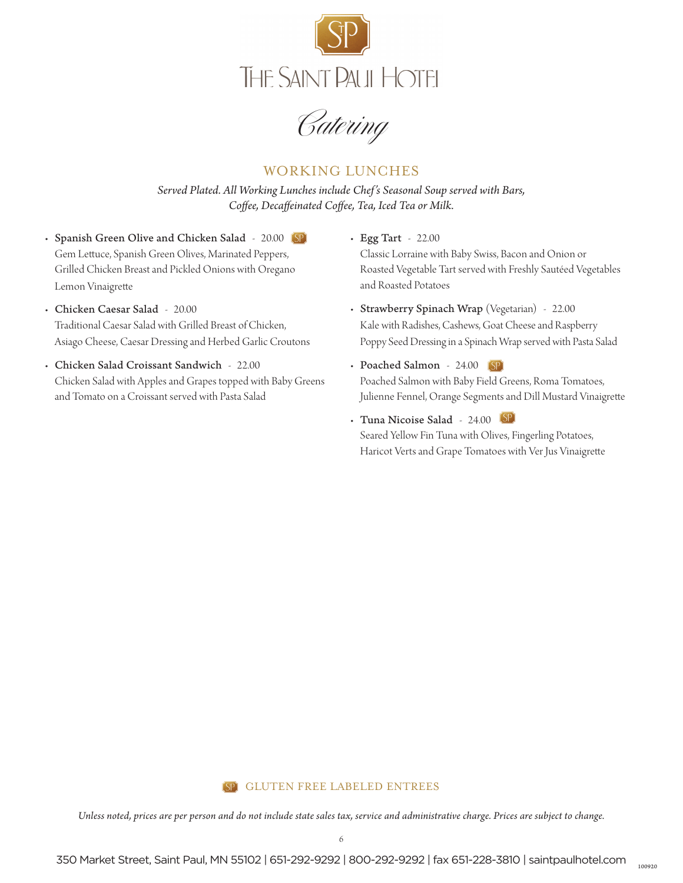# THE SAINT PAUL HOTEL

*Catering*

## WORKING LUNCHES

*Served Plated. All Working Lunches include Chef's Seasonal Soup served with Bars, Coffee, Decaffeinated Coffee, Tea, Iced Tea or Milk.*

- **Spanish Green Olive and Chicken Salad** - 20.00 SP
  Gem Lettuce, Spanish Green Olives, Marinated Peppers, Grilled Chicken Breast and Pickled Onions with Oregano Lemon Vinaigrette
- **Chicken Caesar Salad** - 20.00
  Traditional Caesar Salad with Grilled Breast of Chicken, Asiago Cheese, Caesar Dressing and Herbed Garlic Croutons
- **Chicken Salad Croissant Sandwich** - 22.00
  Chicken Salad with Apples and Grapes topped with Baby Greens and Tomato on a Croissant served with Pasta Salad
- **Egg Tart** - 22.00
  Classic Lorraine with Baby Swiss, Bacon and Onion or Roasted Vegetable Tart served with Freshly Sautéed Vegetables and Roasted Potatoes
- **Strawberry Spinach Wrap** (Vegetarian) - 22.00
  Kale with Radishes, Cashews, Goat Cheese and Raspberry Poppy Seed Dressing in a Spinach Wrap served with Pasta Salad
- **Poached Salmon** - 24.00 SP
  Poached Salmon with Baby Field Greens, Roma Tomatoes, Julienne Fennel, Orange Segments and Dill Mustard Vinaigrette
- **Tuna Nicoise Salad** - 24.00 SP
  Seared Yellow Fin Tuna with Olives, Fingerling Potatoes, Haricot Verts and Grape Tomatoes with Ver Jus Vinaigrette

SP GLUTEN FREE LABELED ENTREES

*Unless noted, prices are per person and do not include state sales tax, service and administrative charge. Prices are subject to change.*

350 Market Street, Saint Paul, MN 55102 | 651-292-9292 | 800-292-9292 | fax 651-228-3810 | saintpaulhotel.com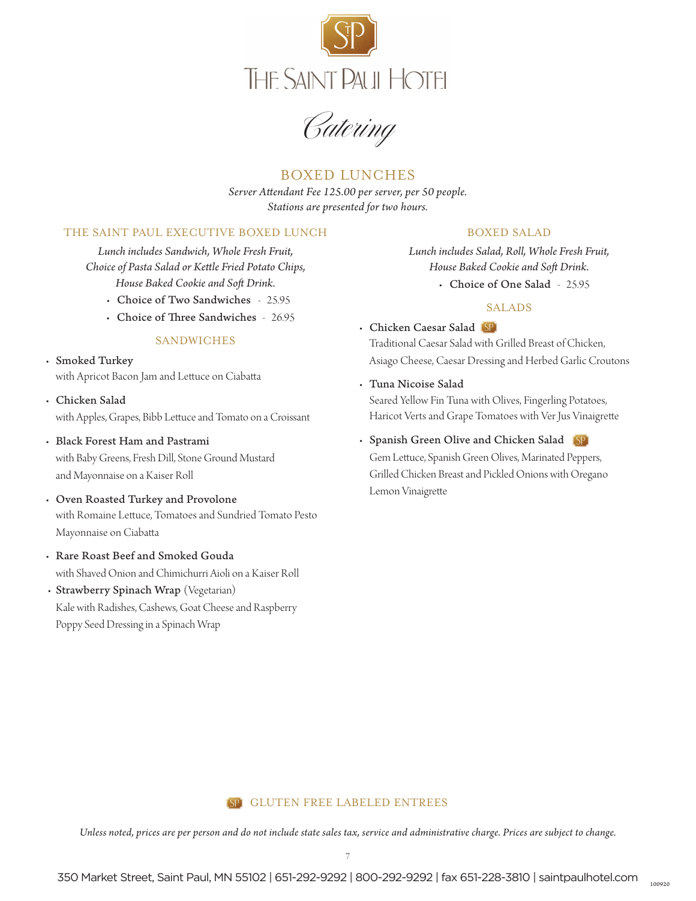# THE SAINT PAUL HOTEL

*Catering*

## BOXED LUNCHES

*Server Attendant Fee 125.00 per server, per 50 people.*
*Stations are presented for two hours.*

### THE SAINT PAUL EXECUTIVE BOXED LUNCH

*Lunch includes Sandwich, Whole Fresh Fruit, Choice of Pasta Salad or Kettle Fried Potato Chips, House Baked Cookie and Soft Drink.*

- Choice of Two Sandwiches - 25.95
- Choice of Three Sandwiches - 26.95

### SANDWICHES

- **Smoked Turkey**
  with Apricot Bacon Jam and Lettuce on Ciabatta
- **Chicken Salad**
  with Apples, Grapes, Bibb Lettuce and Tomato on a Croissant
- **Black Forest Ham and Pastrami**
  with Baby Greens, Fresh Dill, Stone Ground Mustard and Mayonnaise on a Kaiser Roll
- **Oven Roasted Turkey and Provolone**
  with Romaine Lettuce, Tomatoes and Sundried Tomato Pesto Mayonnaise on Ciabatta
- **Rare Roast Beef and Smoked Gouda**
  with Shaved Onion and Chimichurri Aioli on a Kaiser Roll
- **Strawberry Spinach Wrap** (Vegetarian)
  Kale with Radishes, Cashews, Goat Cheese and Raspberry Poppy Seed Dressing in a Spinach Wrap

### BOXED SALAD

*Lunch includes Salad, Roll, Whole Fresh Fruit, House Baked Cookie and Soft Drink.*

- Choice of One Salad - 25.95

### SALADS

- **Chicken Caesar Salad** (SP)
  Traditional Caesar Salad with Grilled Breast of Chicken, Asiago Cheese, Caesar Dressing and Herbed Garlic Croutons
- **Tuna Nicoise Salad**
  Seared Yellow Fin Tuna with Olives, Fingerling Potatoes, Haricot Verts and Grape Tomatoes with Ver Jus Vinaigrette
- **Spanish Green Olive and Chicken Salad** (SP)
  Gem Lettuce, Spanish Green Olives, Marinated Peppers, Grilled Chicken Breast and Pickled Onions with Oregano Lemon Vinaigrette

(SP) GLUTEN FREE LABELED ENTREES

*Unless noted, prices are per person and do not include state sales tax, service and administrative charge. Prices are subject to change.*

350 Market Street, Saint Paul, MN 55102 | 651-292-9292 | 800-292-9292 | fax 651-228-3810 | saintpaulhotel.com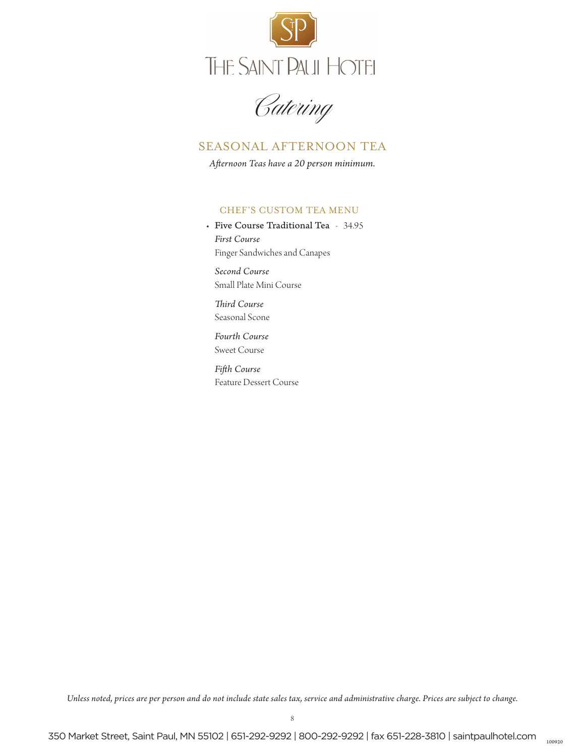# The Saint Paul Hotel

*Catering*

## SEASONAL AFTERNOON TEA

*Afternoon Teas have a 20 person minimum.*

### CHEF'S CUSTOM TEA MENU

- **Five Course Traditional Tea** - 34.95

  *First Course*
  Finger Sandwiches and Canapes

  *Second Course*
  Small Plate Mini Course

  *Third Course*
  Seasonal Scone

  *Fourth Course*
  Sweet Course

  *Fifth Course*
  Feature Dessert Course

*Unless noted, prices are per person and do not include state sales tax, service and administrative charge. Prices are subject to change.*

350 Market Street, Saint Paul, MN 55102 | 651-292-9292 | 800-292-9292 | fax 651-228-3810 | saintpaulhotel.com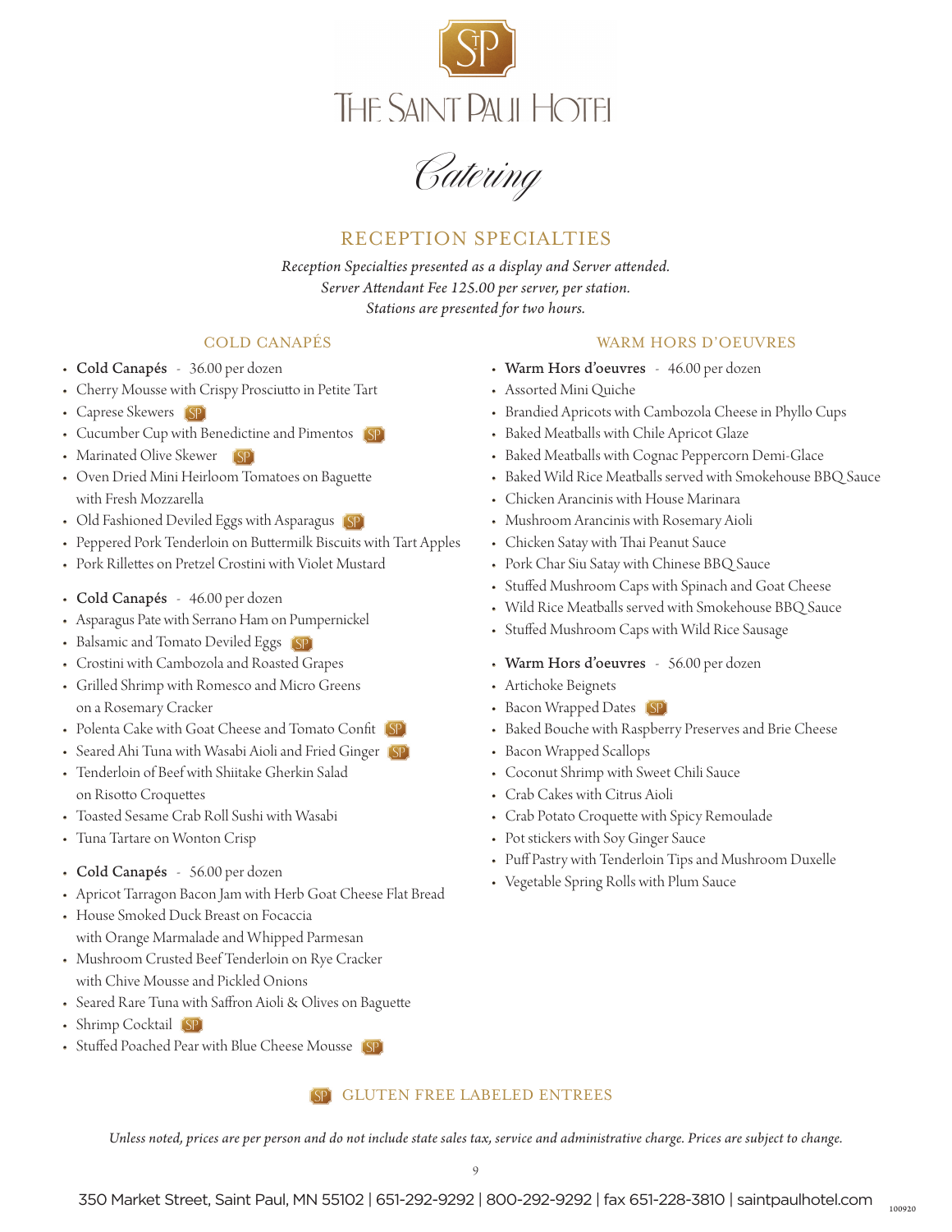# THE SAINT PAUL HOTEL

*Catering*

## RECEPTION SPECIALTIES

*Reception Specialties presented as a display and Server attended.*
*Server Attendant Fee 125.00 per server, per station.*
*Stations are presented for two hours.*

### COLD CANAPÉS

- **Cold Canapés** - 36.00 per dozen
- Cherry Mousse with Crispy Prosciutto in Petite Tart
- Caprese Skewers (SP)
- Cucumber Cup with Benedictine and Pimentos (SP)
- Marinated Olive Skewer (SP)
- Oven Dried Mini Heirloom Tomatoes on Baguette with Fresh Mozzarella
- Old Fashioned Deviled Eggs with Asparagus (SP)
- Peppered Pork Tenderloin on Buttermilk Biscuits with Tart Apples
- Pork Rillettes on Pretzel Crostini with Violet Mustard

- **Cold Canapés** - 46.00 per dozen
- Asparagus Pate with Serrano Ham on Pumpernickel
- Balsamic and Tomato Deviled Eggs (SP)
- Crostini with Cambozola and Roasted Grapes
- Grilled Shrimp with Romesco and Micro Greens on a Rosemary Cracker
- Polenta Cake with Goat Cheese and Tomato Confit (SP)
- Seared Ahi Tuna with Wasabi Aioli and Fried Ginger (SP)
- Tenderloin of Beef with Shiitake Gherkin Salad on Risotto Croquettes
- Toasted Sesame Crab Roll Sushi with Wasabi
- Tuna Tartare on Wonton Crisp

- **Cold Canapés** - 56.00 per dozen
- Apricot Tarragon Bacon Jam with Herb Goat Cheese Flat Bread
- House Smoked Duck Breast on Focaccia with Orange Marmalade and Whipped Parmesan
- Mushroom Crusted Beef Tenderloin on Rye Cracker with Chive Mousse and Pickled Onions
- Seared Rare Tuna with Saffron Aioli & Olives on Baguette
- Shrimp Cocktail (SP)
- Stuffed Poached Pear with Blue Cheese Mousse (SP)

### WARM HORS D'OEUVRES

- **Warm Hors d'oeuvres** - 46.00 per dozen
- Assorted Mini Quiche
- Brandied Apricots with Cambozola Cheese in Phyllo Cups
- Baked Meatballs with Chile Apricot Glaze
- Baked Meatballs with Cognac Peppercorn Demi-Glace
- Baked Wild Rice Meatballs served with Smokehouse BBQ Sauce
- Chicken Arancinis with House Marinara
- Mushroom Arancinis with Rosemary Aioli
- Chicken Satay with Thai Peanut Sauce
- Pork Char Siu Satay with Chinese BBQ Sauce
- Stuffed Mushroom Caps with Spinach and Goat Cheese
- Wild Rice Meatballs served with Smokehouse BBQ Sauce
- Stuffed Mushroom Caps with Wild Rice Sausage

- **Warm Hors d'oeuvres** - 56.00 per dozen
- Artichoke Beignets
- Bacon Wrapped Dates (SP)
- Baked Bouche with Raspberry Preserves and Brie Cheese
- Bacon Wrapped Scallops
- Coconut Shrimp with Sweet Chili Sauce
- Crab Cakes with Citrus Aioli
- Crab Potato Croquette with Spicy Remoulade
- Pot stickers with Soy Ginger Sauce
- Puff Pastry with Tenderloin Tips and Mushroom Duxelle
- Vegetable Spring Rolls with Plum Sauce

(SP) GLUTEN FREE LABELED ENTREES

*Unless noted, prices are per person and do not include state sales tax, service and administrative charge. Prices are subject to change.*

350 Market Street, Saint Paul, MN 55102 | 651-292-9292 | 800-292-9292 | fax 651-228-3810 | saintpaulhotel.com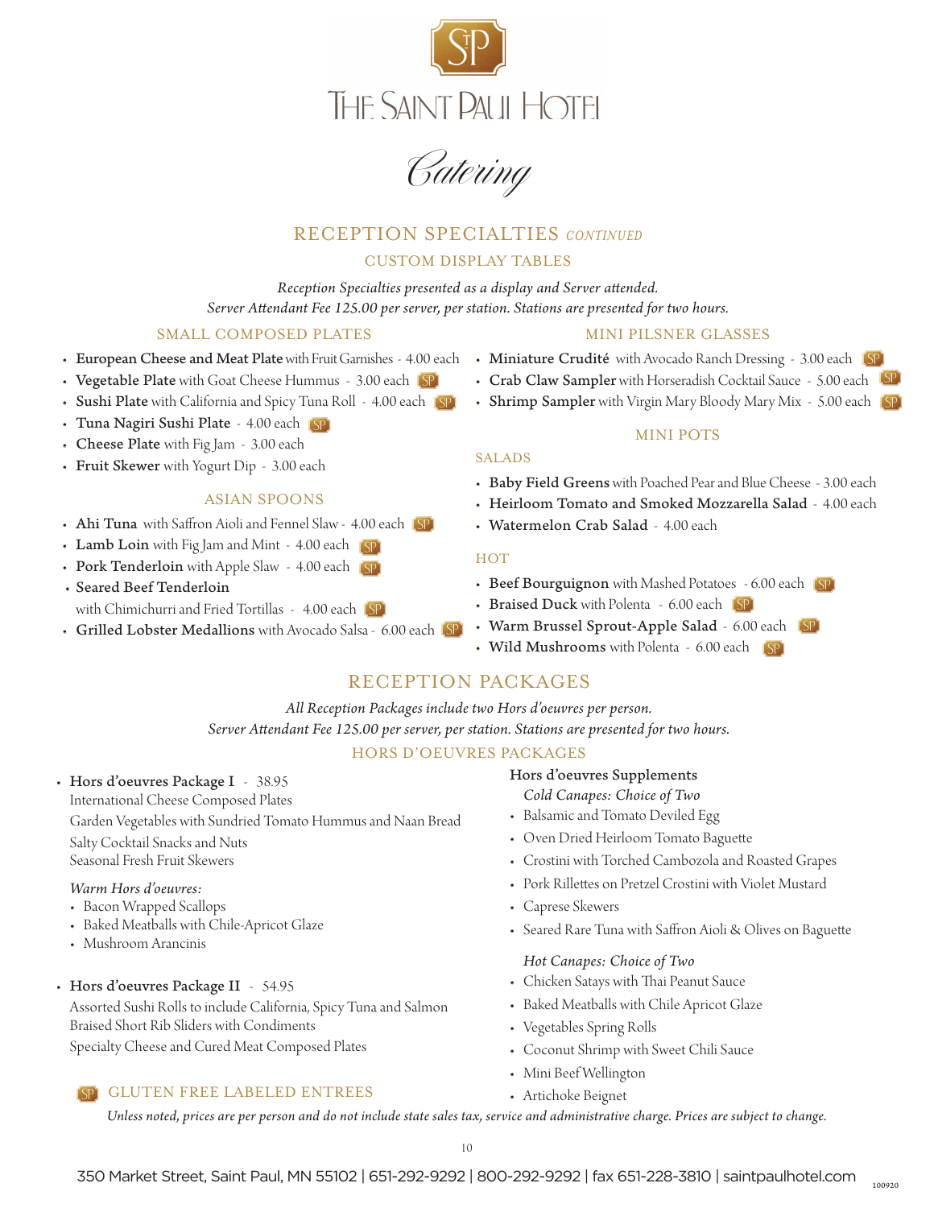# THE SAINT PAUL HOTEL

*Catering*

## RECEPTION SPECIALTIES *CONTINUED*

### CUSTOM DISPLAY TABLES

*Reception Specialties presented as a display and Server attended.*
*Server Attendant Fee 125.00 per server, per station. Stations are presented for two hours.*

### SMALL COMPOSED PLATES

- **European Cheese and Meat Plate** with Fruit Garnishes - 4.00 each
- **Vegetable Plate** with Goat Cheese Hummus - 3.00 each SP
- **Sushi Plate** with California and Spicy Tuna Roll - 4.00 each SP
- **Tuna Nagiri Sushi Plate** - 4.00 each SP
- **Cheese Plate** with Fig Jam - 3.00 each
- **Fruit Skewer** with Yogurt Dip - 3.00 each

### ASIAN SPOONS

- **Ahi Tuna** with Saffron Aioli and Fennel Slaw - 4.00 each SP
- **Lamb Loin** with Fig Jam and Mint - 4.00 each SP
- **Pork Tenderloin** with Apple Slaw - 4.00 each SP
- **Seared Beef Tenderloin** with Chimichurri and Fried Tortillas - 4.00 each SP
- **Grilled Lobster Medallions** with Avocado Salsa - 6.00 each SP

### MINI PILSNER GLASSES

- **Miniature Crudité** with Avocado Ranch Dressing - 3.00 each SP
- **Crab Claw Sampler** with Horseradish Cocktail Sauce - 5.00 each SP
- **Shrimp Sampler** with Virgin Mary Bloody Mary Mix - 5.00 each SP

### MINI POTS

#### SALADS

- **Baby Field Greens** with Poached Pear and Blue Cheese - 3.00 each
- **Heirloom Tomato and Smoked Mozzarella Salad** - 4.00 each
- **Watermelon Crab Salad** - 4.00 each

#### HOT

- **Beef Bourguignon** with Mashed Potatoes - 6.00 each SP
- **Braised Duck** with Polenta - 6.00 each SP
- **Warm Brussel Sprout-Apple Salad** - 6.00 each SP
- **Wild Mushrooms** with Polenta - 6.00 each SP

## RECEPTION PACKAGES

*All Reception Packages include two Hors d'oeuvres per person.*
*Server Attendant Fee 125.00 per server, per station. Stations are presented for two hours.*

### HORS D'OEUVRES PACKAGES

- **Hors d'oeuvres Package I** - 38.95
  International Cheese Composed Plates
  Garden Vegetables with Sundried Tomato Hummus and Naan Bread
  Salty Cocktail Snacks and Nuts
  Seasonal Fresh Fruit Skewers

  *Warm Hors d'oeuvres:*
  - Bacon Wrapped Scallops
  - Baked Meatballs with Chile-Apricot Glaze
  - Mushroom Arancinis

- **Hors d'oeuvres Package II** - 54.95
  Assorted Sushi Rolls to include California, Spicy Tuna and Salmon
  Braised Short Rib Sliders with Condiments
  Specialty Cheese and Cured Meat Composed Plates

**Hors d'oeuvres Supplements**

*Cold Canapes: Choice of Two*
- Balsamic and Tomato Deviled Egg
- Oven Dried Heirloom Tomato Baguette
- Crostini with Torched Cambozola and Roasted Grapes
- Pork Rillettes on Pretzel Crostini with Violet Mustard
- Caprese Skewers
- Seared Rare Tuna with Saffron Aioli & Olives on Baguette

*Hot Canapes: Choice of Two*
- Chicken Satays with Thai Peanut Sauce
- Baked Meatballs with Chile Apricot Glaze
- Vegetables Spring Rolls
- Coconut Shrimp with Sweet Chili Sauce
- Mini Beef Wellington
- Artichoke Beignet

SP GLUTEN FREE LABELED ENTREES

*Unless noted, prices are per person and do not include state sales tax, service and administrative charge. Prices are subject to change.*

350 Market Street, Saint Paul, MN 55102 | 651-292-9292 | 800-292-9292 | fax 651-228-3810 | saintpaulhotel.com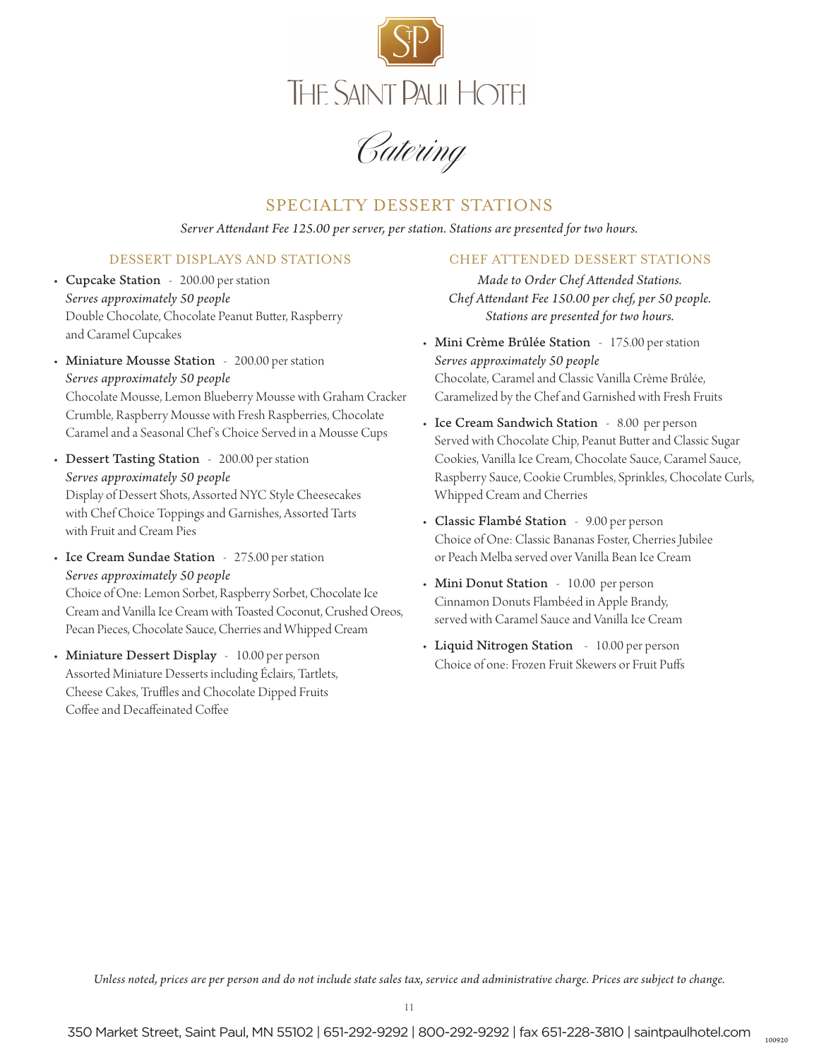# THE SAINT PAUL HOTEL

*Catering*

## SPECIALTY DESSERT STATIONS

*Server Attendant Fee 125.00 per server, per station. Stations are presented for two hours.*

### DESSERT DISPLAYS AND STATIONS

- **Cupcake Station** - 200.00 per station
  *Serves approximately 50 people*
  Double Chocolate, Chocolate Peanut Butter, Raspberry and Caramel Cupcakes
- **Miniature Mousse Station** - 200.00 per station
  *Serves approximately 50 people*
  Chocolate Mousse, Lemon Blueberry Mousse with Graham Cracker Crumble, Raspberry Mousse with Fresh Raspberries, Chocolate Caramel and a Seasonal Chef's Choice Served in a Mousse Cups
- **Dessert Tasting Station** - 200.00 per station
  *Serves approximately 50 people*
  Display of Dessert Shots, Assorted NYC Style Cheesecakes with Chef Choice Toppings and Garnishes, Assorted Tarts with Fruit and Cream Pies
- **Ice Cream Sundae Station** - 275.00 per station
  *Serves approximately 50 people*
  Choice of One: Lemon Sorbet, Raspberry Sorbet, Chocolate Ice Cream and Vanilla Ice Cream with Toasted Coconut, Crushed Oreos, Pecan Pieces, Chocolate Sauce, Cherries and Whipped Cream
- **Miniature Dessert Display** - 10.00 per person
  Assorted Miniature Desserts including Éclairs, Tartlets, Cheese Cakes, Truffles and Chocolate Dipped Fruits
  Coffee and Decaffeinated Coffee

### CHEF ATTENDED DESSERT STATIONS

*Made to Order Chef Attended Stations.*
*Chef Attendant Fee 150.00 per chef, per 50 people.*
*Stations are presented for two hours.*

- **Mini Crème Brûlée Station** - 175.00 per station
  *Serves approximately 50 people*
  Chocolate, Caramel and Classic Vanilla Crème Brûlée, Caramelized by the Chef and Garnished with Fresh Fruits
- **Ice Cream Sandwich Station** - 8.00 per person
  Served with Chocolate Chip, Peanut Butter and Classic Sugar Cookies, Vanilla Ice Cream, Chocolate Sauce, Caramel Sauce, Raspberry Sauce, Cookie Crumbles, Sprinkles, Chocolate Curls, Whipped Cream and Cherries
- **Classic Flambé Station** - 9.00 per person
  Choice of One: Classic Bananas Foster, Cherries Jubilee or Peach Melba served over Vanilla Bean Ice Cream
- **Mini Donut Station** - 10.00 per person
  Cinnamon Donuts Flambéed in Apple Brandy, served with Caramel Sauce and Vanilla Ice Cream
- **Liquid Nitrogen Station** - 10.00 per person
  Choice of one: Frozen Fruit Skewers or Fruit Puffs

*Unless noted, prices are per person and do not include state sales tax, service and administrative charge. Prices are subject to change.*

350 Market Street, Saint Paul, MN 55102 | 651-292-9292 | 800-292-9292 | fax 651-228-3810 | saintpaulhotel.com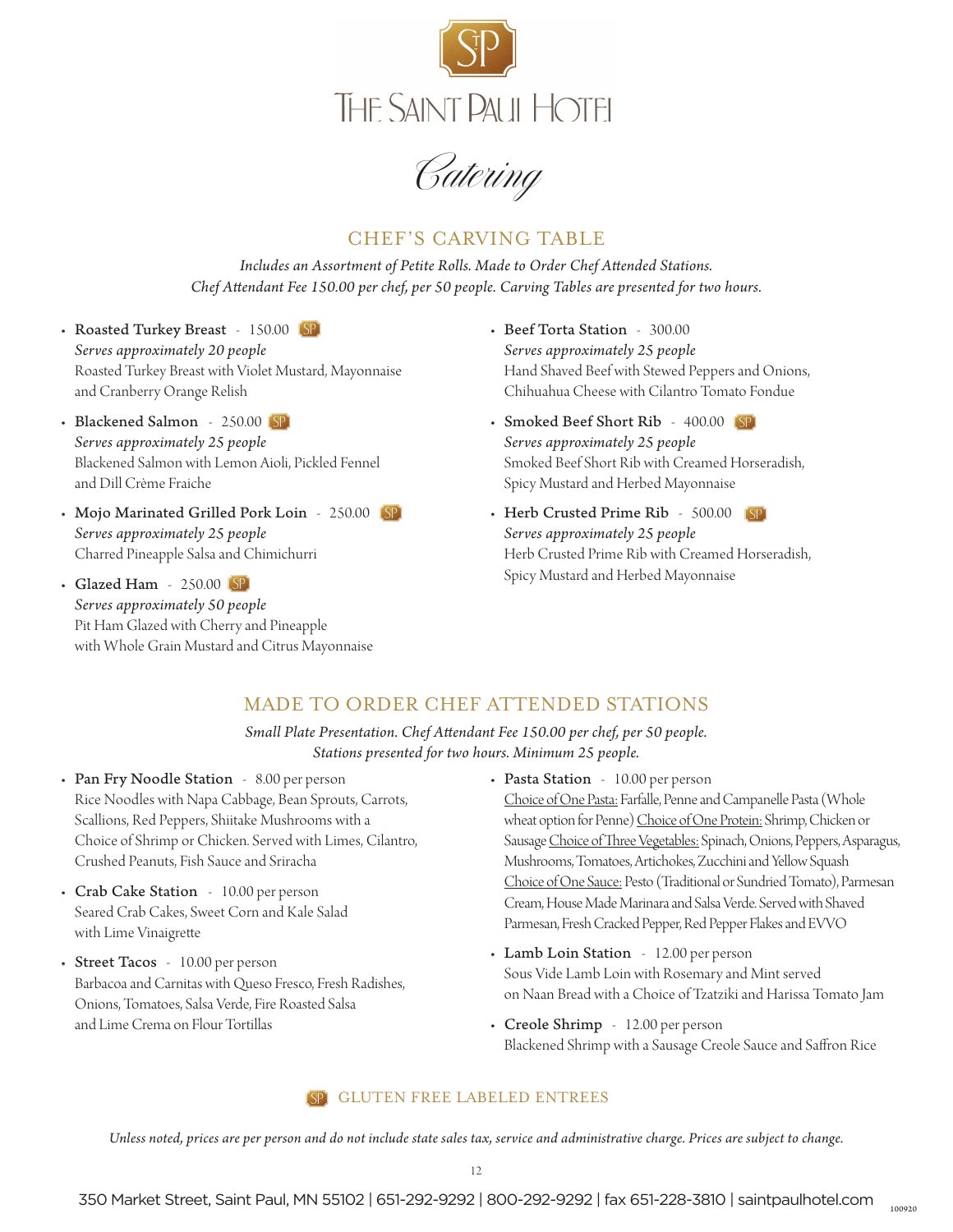# THE SAINT PAUL HOTEL

*Catering*

## CHEF'S CARVING TABLE

*Includes an Assortment of Petite Rolls. Made to Order Chef Attended Stations.*
*Chef Attendant Fee 150.00 per chef, per 50 people. Carving Tables are presented for two hours.*

- **Roasted Turkey Breast** - 150.00 SP
  *Serves approximately 20 people*
  Roasted Turkey Breast with Violet Mustard, Mayonnaise and Cranberry Orange Relish
- **Blackened Salmon** - 250.00 SP
  *Serves approximately 25 people*
  Blackened Salmon with Lemon Aioli, Pickled Fennel and Dill Crème Fraiche
- **Mojo Marinated Grilled Pork Loin** - 250.00 SP
  *Serves approximately 25 people*
  Charred Pineapple Salsa and Chimichurri
- **Glazed Ham** - 250.00 SP
  *Serves approximately 50 people*
  Pit Ham Glazed with Cherry and Pineapple with Whole Grain Mustard and Citrus Mayonnaise
- **Beef Torta Station** - 300.00
  *Serves approximately 25 people*
  Hand Shaved Beef with Stewed Peppers and Onions, Chihuahua Cheese with Cilantro Tomato Fondue
- **Smoked Beef Short Rib** - 400.00 SP
  *Serves approximately 25 people*
  Smoked Beef Short Rib with Creamed Horseradish, Spicy Mustard and Herbed Mayonnaise
- **Herb Crusted Prime Rib** - 500.00 SP
  *Serves approximately 25 people*
  Herb Crusted Prime Rib with Creamed Horseradish, Spicy Mustard and Herbed Mayonnaise

## MADE TO ORDER CHEF ATTENDED STATIONS

*Small Plate Presentation. Chef Attendant Fee 150.00 per chef, per 50 people.*
*Stations presented for two hours. Minimum 25 people.*

- **Pan Fry Noodle Station** - 8.00 per person
  Rice Noodles with Napa Cabbage, Bean Sprouts, Carrots, Scallions, Red Peppers, Shiitake Mushrooms with a Choice of Shrimp or Chicken. Served with Limes, Cilantro, Crushed Peanuts, Fish Sauce and Sriracha
- **Crab Cake Station** - 10.00 per person
  Seared Crab Cakes, Sweet Corn and Kale Salad with Lime Vinaigrette
- **Street Tacos** - 10.00 per person
  Barbacoa and Carnitas with Queso Fresco, Fresh Radishes, Onions, Tomatoes, Salsa Verde, Fire Roasted Salsa and Lime Crema on Flour Tortillas
- **Pasta Station** - 10.00 per person
  Choice of One Pasta: Farfalle, Penne and Campanelle Pasta (Whole wheat option for Penne) Choice of One Protein: Shrimp, Chicken or Sausage Choice of Three Vegetables: Spinach, Onions, Peppers, Asparagus, Mushrooms, Tomatoes, Artichokes, Zucchini and Yellow Squash Choice of One Sauce: Pesto (Traditional or Sundried Tomato), Parmesan Cream, House Made Marinara and Salsa Verde. Served with Shaved Parmesan, Fresh Cracked Pepper, Red Pepper Flakes and EVVO
- **Lamb Loin Station** - 12.00 per person
  Sous Vide Lamb Loin with Rosemary and Mint served on Naan Bread with a Choice of Tzatziki and Harissa Tomato Jam
- **Creole Shrimp** - 12.00 per person
  Blackened Shrimp with a Sausage Creole Sauce and Saffron Rice

SP GLUTEN FREE LABELED ENTREES

*Unless noted, prices are per person and do not include state sales tax, service and administrative charge. Prices are subject to change.*

350 Market Street, Saint Paul, MN 55102 | 651-292-9292 | 800-292-9292 | fax 651-228-3810 | saintpaulhotel.com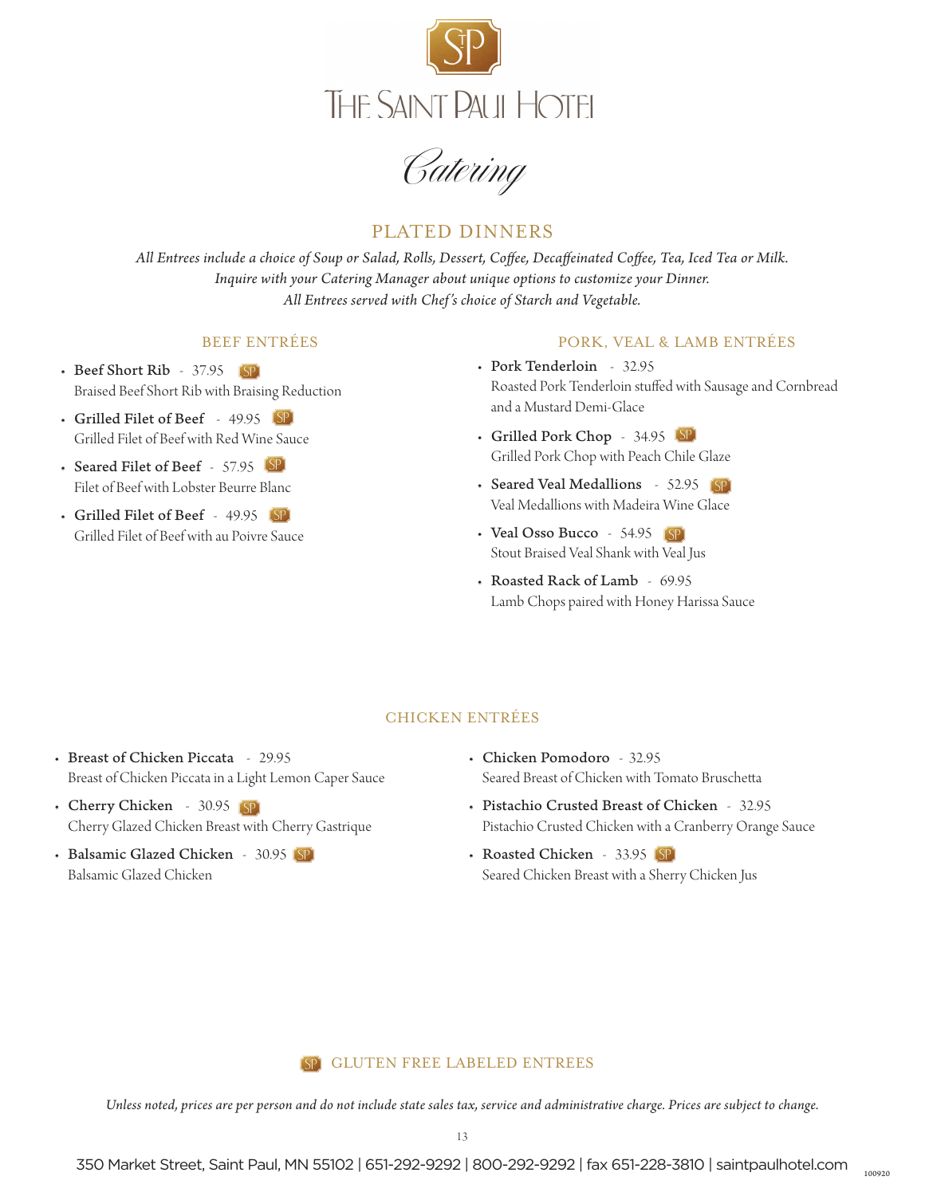# THE SAINT PAUL HOTEL

## Catering

## PLATED DINNERS

*All Entrees include a choice of Soup or Salad, Rolls, Dessert, Coffee, Decaffeinated Coffee, Tea, Iced Tea or Milk.*
*Inquire with your Catering Manager about unique options to customize your Dinner.*
*All Entrees served with Chef's choice of Starch and Vegetable.*

### BEEF ENTRÉES

- **Beef Short Rib** - 37.95 SP
  Braised Beef Short Rib with Braising Reduction
- **Grilled Filet of Beef** - 49.95 SP
  Grilled Filet of Beef with Red Wine Sauce
- **Seared Filet of Beef** - 57.95 SP
  Filet of Beef with Lobster Beurre Blanc
- **Grilled Filet of Beef** - 49.95 SP
  Grilled Filet of Beef with au Poivre Sauce

### PORK, VEAL & LAMB ENTRÉES

- **Pork Tenderloin** - 32.95
  Roasted Pork Tenderloin stuffed with Sausage and Cornbread and a Mustard Demi-Glace
- **Grilled Pork Chop** - 34.95 SP
  Grilled Pork Chop with Peach Chile Glaze
- **Seared Veal Medallions** - 52.95 SP
  Veal Medallions with Madeira Wine Glace
- **Veal Osso Bucco** - 54.95 SP
  Stout Braised Veal Shank with Veal Jus
- **Roasted Rack of Lamb** - 69.95
  Lamb Chops paired with Honey Harissa Sauce

### CHICKEN ENTRÉES

- **Breast of Chicken Piccata** - 29.95
  Breast of Chicken Piccata in a Light Lemon Caper Sauce
- **Cherry Chicken** - 30.95 SP
  Cherry Glazed Chicken Breast with Cherry Gastrique
- **Balsamic Glazed Chicken** - 30.95 SP
  Balsamic Glazed Chicken
- **Chicken Pomodoro** - 32.95
  Seared Breast of Chicken with Tomato Bruschetta
- **Pistachio Crusted Breast of Chicken** - 32.95
  Pistachio Crusted Chicken with a Cranberry Orange Sauce
- **Roasted Chicken** - 33.95 SP
  Seared Chicken Breast with a Sherry Chicken Jus

SP GLUTEN FREE LABELED ENTREES

*Unless noted, prices are per person and do not include state sales tax, service and administrative charge. Prices are subject to change.*

350 Market Street, Saint Paul, MN 55102 | 651-292-9292 | 800-292-9292 | fax 651-228-3810 | saintpaulhotel.com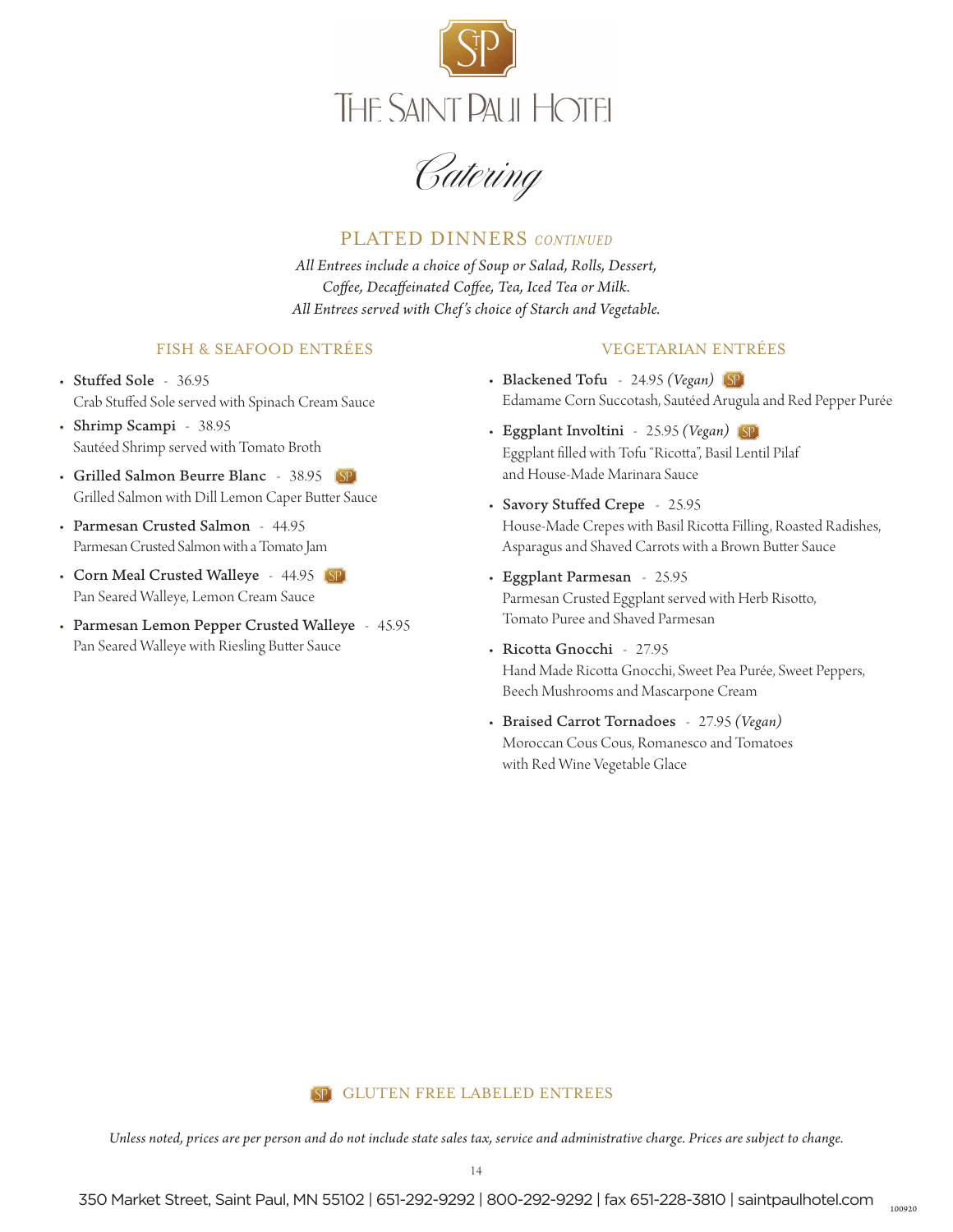# THE SAINT PAUL HOTEL

*Catering*

## PLATED DINNERS *CONTINUED*

*All Entrees include a choice of Soup or Salad, Rolls, Dessert, Coffee, Decaffeinated Coffee, Tea, Iced Tea or Milk. All Entrees served with Chef's choice of Starch and Vegetable.*

### FISH & SEAFOOD ENTRÉES

- **Stuffed Sole** - 36.95
  Crab Stuffed Sole served with Spinach Cream Sauce
- **Shrimp Scampi** - 38.95
  Sautéed Shrimp served with Tomato Broth
- **Grilled Salmon Beurre Blanc** - 38.95 SP
  Grilled Salmon with Dill Lemon Caper Butter Sauce
- **Parmesan Crusted Salmon** - 44.95
  Parmesan Crusted Salmon with a Tomato Jam
- **Corn Meal Crusted Walleye** - 44.95 SP
  Pan Seared Walleye, Lemon Cream Sauce
- **Parmesan Lemon Pepper Crusted Walleye** - 45.95
  Pan Seared Walleye with Riesling Butter Sauce

### VEGETARIAN ENTRÉES

- **Blackened Tofu** - 24.95 *(Vegan)* SP
  Edamame Corn Succotash, Sautéed Arugula and Red Pepper Purée
- **Eggplant Involtini** - 25.95 *(Vegan)* SP
  Eggplant filled with Tofu "Ricotta", Basil Lentil Pilaf and House-Made Marinara Sauce
- **Savory Stuffed Crepe** - 25.95
  House-Made Crepes with Basil Ricotta Filling, Roasted Radishes, Asparagus and Shaved Carrots with a Brown Butter Sauce
- **Eggplant Parmesan** - 25.95
  Parmesan Crusted Eggplant served with Herb Risotto, Tomato Puree and Shaved Parmesan
- **Ricotta Gnocchi** - 27.95
  Hand Made Ricotta Gnocchi, Sweet Pea Purée, Sweet Peppers, Beech Mushrooms and Mascarpone Cream
- **Braised Carrot Tornadoes** - 27.95 *(Vegan)*
  Moroccan Cous Cous, Romanesco and Tomatoes with Red Wine Vegetable Glace

SP GLUTEN FREE LABELED ENTREES

*Unless noted, prices are per person and do not include state sales tax, service and administrative charge. Prices are subject to change.*

350 Market Street, Saint Paul, MN 55102 | 651-292-9292 | 800-292-9292 | fax 651-228-3810 | saintpaulhotel.com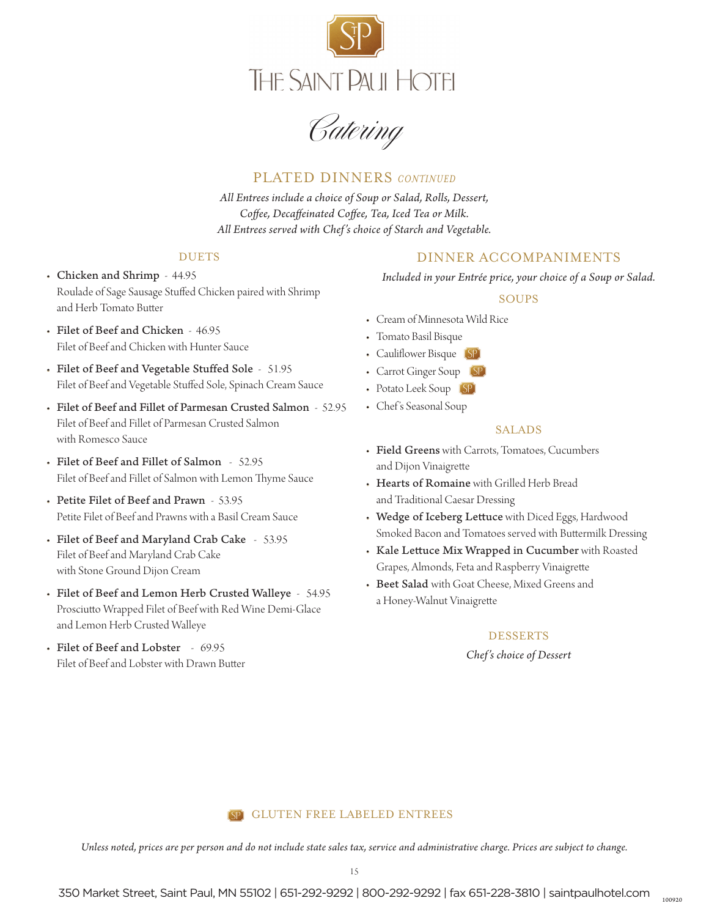# THE SAINT PAUL HOTEL

*Catering*

## PLATED DINNERS *CONTINUED*

*All Entrees include a choice of Soup or Salad, Rolls, Dessert, Coffee, Decaffeinated Coffee, Tea, Iced Tea or Milk.*
*All Entrees served with Chef's choice of Starch and Vegetable.*

### DUETS

- **Chicken and Shrimp** - 44.95
  Roulade of Sage Sausage Stuffed Chicken paired with Shrimp and Herb Tomato Butter
- **Filet of Beef and Chicken** - 46.95
  Filet of Beef and Chicken with Hunter Sauce
- **Filet of Beef and Vegetable Stuffed Sole** - 51.95
  Filet of Beef and Vegetable Stuffed Sole, Spinach Cream Sauce
- **Filet of Beef and Fillet of Parmesan Crusted Salmon** - 52.95
  Filet of Beef and Fillet of Parmesan Crusted Salmon with Romesco Sauce
- **Filet of Beef and Fillet of Salmon** - 52.95
  Filet of Beef and Fillet of Salmon with Lemon Thyme Sauce
- **Petite Filet of Beef and Prawn** - 53.95
  Petite Filet of Beef and Prawns with a Basil Cream Sauce
- **Filet of Beef and Maryland Crab Cake** - 53.95
  Filet of Beef and Maryland Crab Cake with Stone Ground Dijon Cream
- **Filet of Beef and Lemon Herb Crusted Walleye** - 54.95
  Prosciutto Wrapped Filet of Beef with Red Wine Demi-Glace and Lemon Herb Crusted Walleye
- **Filet of Beef and Lobster** - 69.95
  Filet of Beef and Lobster with Drawn Butter

### DINNER ACCOMPANIMENTS

*Included in your Entrée price, your choice of a Soup or Salad.*

#### SOUPS

- Cream of Minnesota Wild Rice
- Tomato Basil Bisque
- Cauliflower Bisque (SP)
- Carrot Ginger Soup (SP)
- Potato Leek Soup (SP)
- Chef's Seasonal Soup

#### SALADS

- **Field Greens** with Carrots, Tomatoes, Cucumbers and Dijon Vinaigrette
- **Hearts of Romaine** with Grilled Herb Bread and Traditional Caesar Dressing
- **Wedge of Iceberg Lettuce** with Diced Eggs, Hardwood Smoked Bacon and Tomatoes served with Buttermilk Dressing
- **Kale Lettuce Mix Wrapped in Cucumber** with Roasted Grapes, Almonds, Feta and Raspberry Vinaigrette
- **Beet Salad** with Goat Cheese, Mixed Greens and a Honey-Walnut Vinaigrette

#### DESSERTS

*Chef's choice of Dessert*

(SP) GLUTEN FREE LABELED ENTREES

*Unless noted, prices are per person and do not include state sales tax, service and administrative charge. Prices are subject to change.*

350 Market Street, Saint Paul, MN 55102 | 651-292-9292 | 800-292-9292 | fax 651-228-3810 | saintpaulhotel.com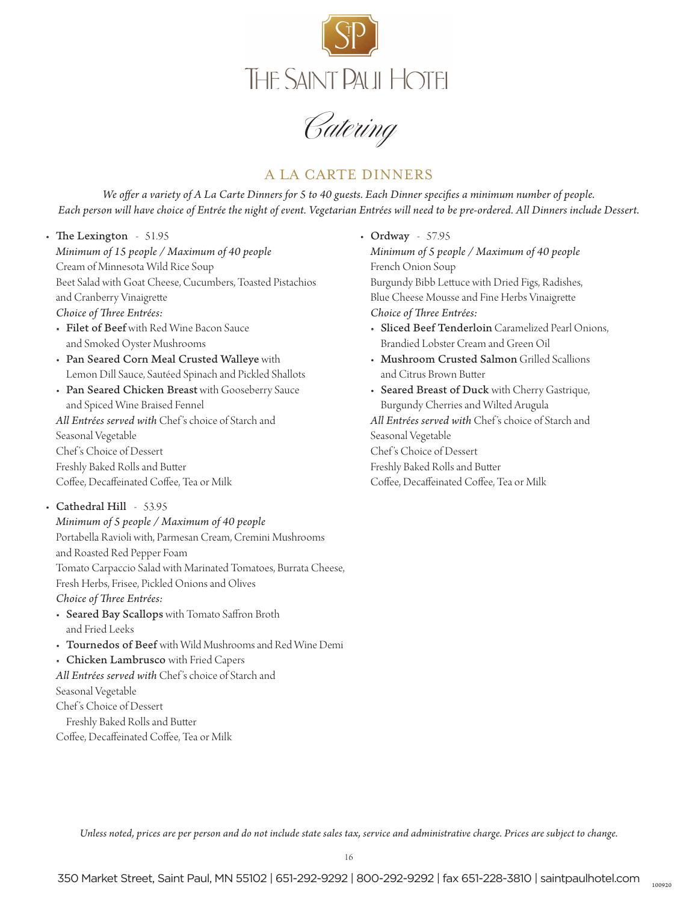# The Saint Paul Hotel

## Catering

## A LA CARTE DINNERS

*We offer a variety of A La Carte Dinners for 5 to 40 guests. Each Dinner specifies a minimum number of people. Each person will have choice of Entrée the night of event. Vegetarian Entrées will need to be pre-ordered. All Dinners include Dessert.*

- **The Lexington** - 51.95
  *Minimum of 15 people / Maximum of 40 people*
  Cream of Minnesota Wild Rice Soup
  Beet Salad with Goat Cheese, Cucumbers, Toasted Pistachios and Cranberry Vinaigrette
  *Choice of Three Entrées:*
  - **Filet of Beef** with Red Wine Bacon Sauce and Smoked Oyster Mushrooms
  - **Pan Seared Corn Meal Crusted Walleye** with Lemon Dill Sauce, Sautéed Spinach and Pickled Shallots
  - **Pan Seared Chicken Breast** with Gooseberry Sauce and Spiced Wine Braised Fennel

  *All Entrées served with* Chef's choice of Starch and Seasonal Vegetable
  Chef's Choice of Dessert
  Freshly Baked Rolls and Butter
  Coffee, Decaffeinated Coffee, Tea or Milk

- **Cathedral Hill** - 53.95
  *Minimum of 5 people / Maximum of 40 people*
  Portabella Ravioli with, Parmesan Cream, Cremini Mushrooms and Roasted Red Pepper Foam
  Tomato Carpaccio Salad with Marinated Tomatoes, Burrata Cheese, Fresh Herbs, Frisee, Pickled Onions and Olives
  *Choice of Three Entrées:*
  - **Seared Bay Scallops** with Tomato Saffron Broth and Fried Leeks
  - **Tournedos of Beef** with Wild Mushrooms and Red Wine Demi
  - **Chicken Lambrusco** with Fried Capers

  *All Entrées served with* Chef's choice of Starch and Seasonal Vegetable
  Chef's Choice of Dessert
  Freshly Baked Rolls and Butter
  Coffee, Decaffeinated Coffee, Tea or Milk

- **Ordway** - 57.95
  *Minimum of 5 people / Maximum of 40 people*
  French Onion Soup
  Burgundy Bibb Lettuce with Dried Figs, Radishes, Blue Cheese Mousse and Fine Herbs Vinaigrette
  *Choice of Three Entrées:*
  - **Sliced Beef Tenderloin** Caramelized Pearl Onions, Brandied Lobster Cream and Green Oil
  - **Mushroom Crusted Salmon** Grilled Scallions and Citrus Brown Butter
  - **Seared Breast of Duck** with Cherry Gastrique, Burgundy Cherries and Wilted Arugula

  *All Entrées served with* Chef's choice of Starch and Seasonal Vegetable
  Chef's Choice of Dessert
  Freshly Baked Rolls and Butter
  Coffee, Decaffeinated Coffee, Tea or Milk

*Unless noted, prices are per person and do not include state sales tax, service and administrative charge. Prices are subject to change.*

350 Market Street, Saint Paul, MN 55102 | 651-292-9292 | 800-292-9292 | fax 651-228-3810 | saintpaulhotel.com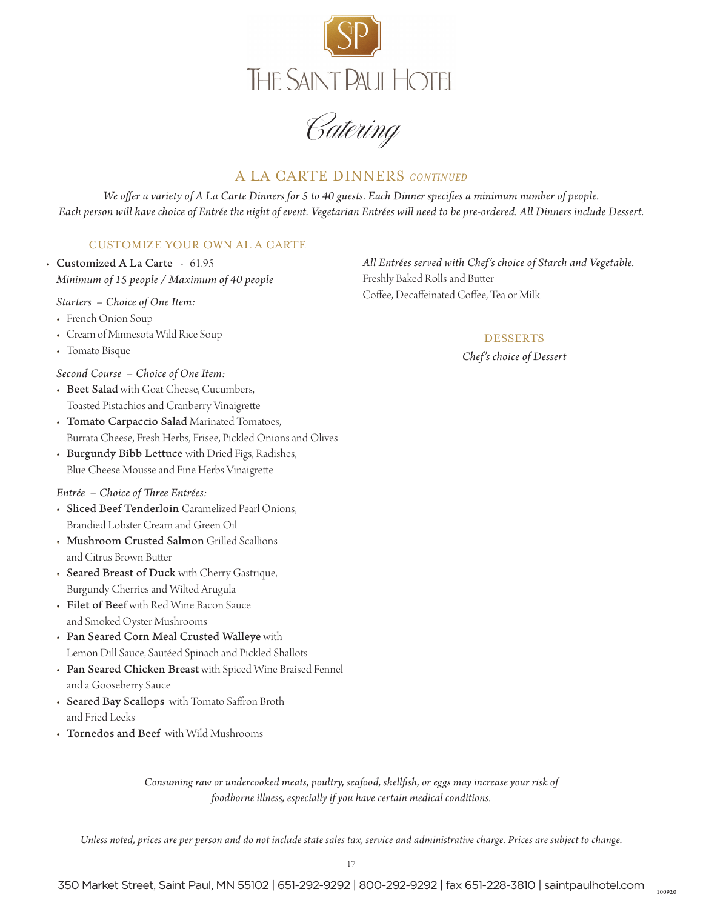# THE SAINT PAUL HOTEL

*Catering*

## A LA CARTE DINNERS *CONTINUED*

*We offer a variety of A La Carte Dinners for 5 to 40 guests. Each Dinner specifies a minimum number of people. Each person will have choice of Entrée the night of event. Vegetarian Entrées will need to be pre-ordered. All Dinners include Dessert.*

### CUSTOMIZE YOUR OWN AL A CARTE

- Customized A La Carte - 61.95
  *Minimum of 15 people / Maximum of 40 people*

*Starters – Choice of One Item:*

- French Onion Soup
- Cream of Minnesota Wild Rice Soup
- Tomato Bisque

*Second Course – Choice of One Item:*

- **Beet Salad** with Goat Cheese, Cucumbers, Toasted Pistachios and Cranberry Vinaigrette
- **Tomato Carpaccio Salad** Marinated Tomatoes, Burrata Cheese, Fresh Herbs, Frisee, Pickled Onions and Olives
- **Burgundy Bibb Lettuce** with Dried Figs, Radishes, Blue Cheese Mousse and Fine Herbs Vinaigrette

*Entrée – Choice of Three Entrées:*

- **Sliced Beef Tenderloin** Caramelized Pearl Onions, Brandied Lobster Cream and Green Oil
- **Mushroom Crusted Salmon** Grilled Scallions and Citrus Brown Butter
- **Seared Breast of Duck** with Cherry Gastrique, Burgundy Cherries and Wilted Arugula
- **Filet of Beef** with Red Wine Bacon Sauce and Smoked Oyster Mushrooms
- **Pan Seared Corn Meal Crusted Walleye** with Lemon Dill Sauce, Sautéed Spinach and Pickled Shallots
- **Pan Seared Chicken Breast** with Spiced Wine Braised Fennel and a Gooseberry Sauce
- **Seared Bay Scallops** with Tomato Saffron Broth and Fried Leeks
- **Tornedos and Beef** with Wild Mushrooms

*All Entrées served with Chef's choice of Starch and Vegetable.*
Freshly Baked Rolls and Butter
Coffee, Decaffeinated Coffee, Tea or Milk

### DESSERTS

*Chef's choice of Dessert*

*Consuming raw or undercooked meats, poultry, seafood, shellfish, or eggs may increase your risk of foodborne illness, especially if you have certain medical conditions.*

*Unless noted, prices are per person and do not include state sales tax, service and administrative charge. Prices are subject to change.*

350 Market Street, Saint Paul, MN 55102 | 651-292-9292 | 800-292-9292 | fax 651-228-3810 | saintpaulhotel.com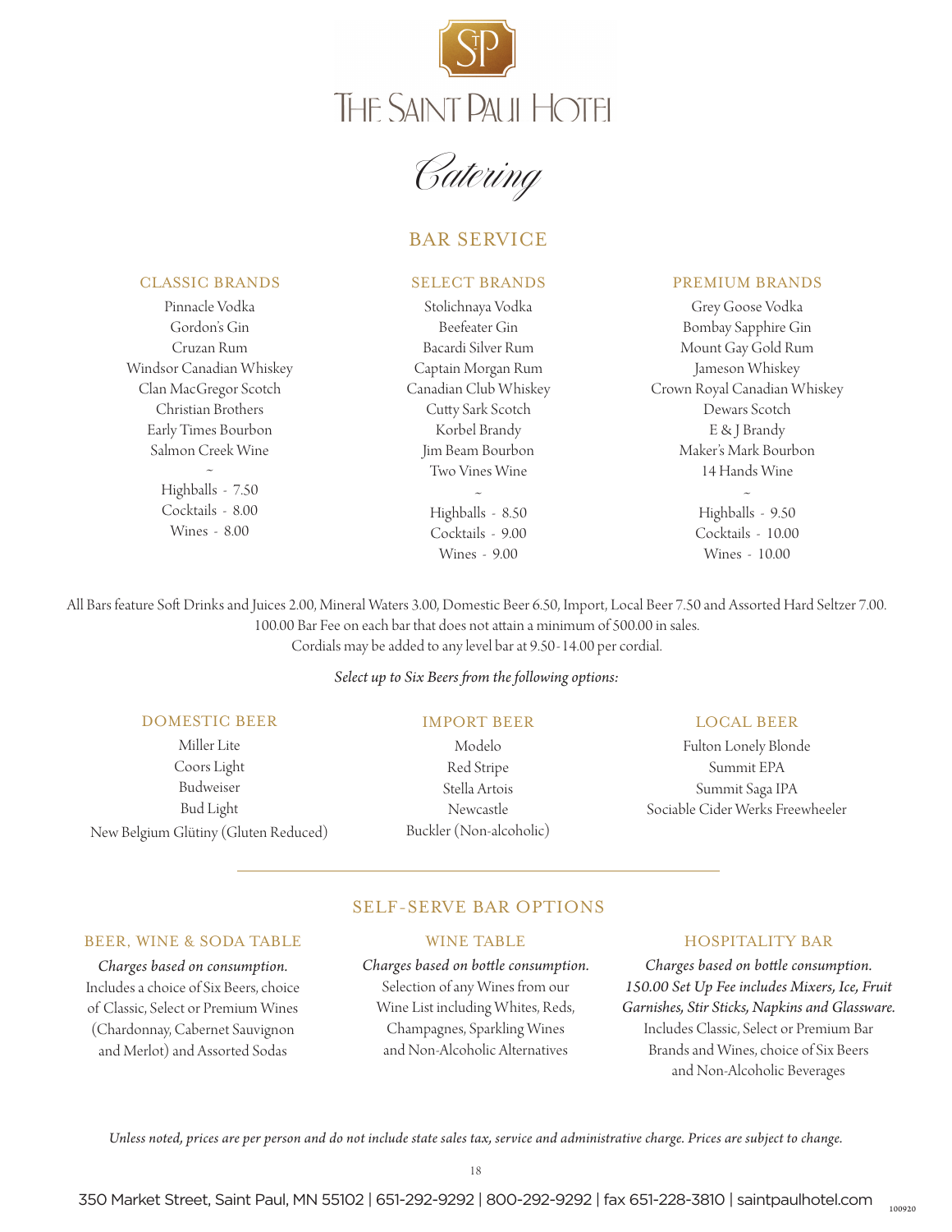# The Saint Paul Hotel

## Catering

## BAR SERVICE

### CLASSIC BRANDS

Pinnacle Vodka
Gordon's Gin
Cruzan Rum
Windsor Canadian Whiskey
Clan MacGregor Scotch
Christian Brothers
Early Times Bourbon
Salmon Creek Wine

~

Highballs - 7.50
Cocktails - 8.00
Wines - 8.00

### SELECT BRANDS

Stolichnaya Vodka
Beefeater Gin
Bacardi Silver Rum
Captain Morgan Rum
Canadian Club Whiskey
Cutty Sark Scotch
Korbel Brandy
Jim Beam Bourbon
Two Vines Wine

~

Highballs - 8.50
Cocktails - 9.00
Wines - 9.00

### PREMIUM BRANDS

Grey Goose Vodka
Bombay Sapphire Gin
Mount Gay Gold Rum
Jameson Whiskey
Crown Royal Canadian Whiskey
Dewars Scotch
E & J Brandy
Maker's Mark Bourbon
14 Hands Wine

~

Highballs - 9.50
Cocktails - 10.00
Wines - 10.00

All Bars feature Soft Drinks and Juices 2.00, Mineral Waters 3.00, Domestic Beer 6.50, Import, Local Beer 7.50 and Assorted Hard Seltzer 7.00.
100.00 Bar Fee on each bar that does not attain a minimum of 500.00 in sales.
Cordials may be added to any level bar at 9.50-14.00 per cordial.

*Select up to Six Beers from the following options:*

### DOMESTIC BEER

Miller Lite
Coors Light
Budweiser
Bud Light
New Belgium Glütiny (Gluten Reduced)

### IMPORT BEER

Modelo
Red Stripe
Stella Artois
Newcastle
Buckler (Non-alcoholic)

### LOCAL BEER

Fulton Lonely Blonde
Summit EPA
Summit Saga IPA
Sociable Cider Werks Freewheeler

---

## SELF-SERVE BAR OPTIONS

### BEER, WINE & SODA TABLE

*Charges based on consumption.*
Includes a choice of Six Beers, choice of Classic, Select or Premium Wines (Chardonnay, Cabernet Sauvignon and Merlot) and Assorted Sodas

### WINE TABLE

*Charges based on bottle consumption.*
Selection of any Wines from our Wine List including Whites, Reds, Champagnes, Sparkling Wines and Non-Alcoholic Alternatives

### HOSPITALITY BAR

*Charges based on bottle consumption.*
*150.00 Set Up Fee includes Mixers, Ice, Fruit Garnishes, Stir Sticks, Napkins and Glassware.*
Includes Classic, Select or Premium Bar Brands and Wines, choice of Six Beers and Non-Alcoholic Beverages

*Unless noted, prices are per person and do not include state sales tax, service and administrative charge. Prices are subject to change.*

350 Market Street, Saint Paul, MN 55102 | 651-292-9292 | 800-292-9292 | fax 651-228-3810 | saintpaulhotel.com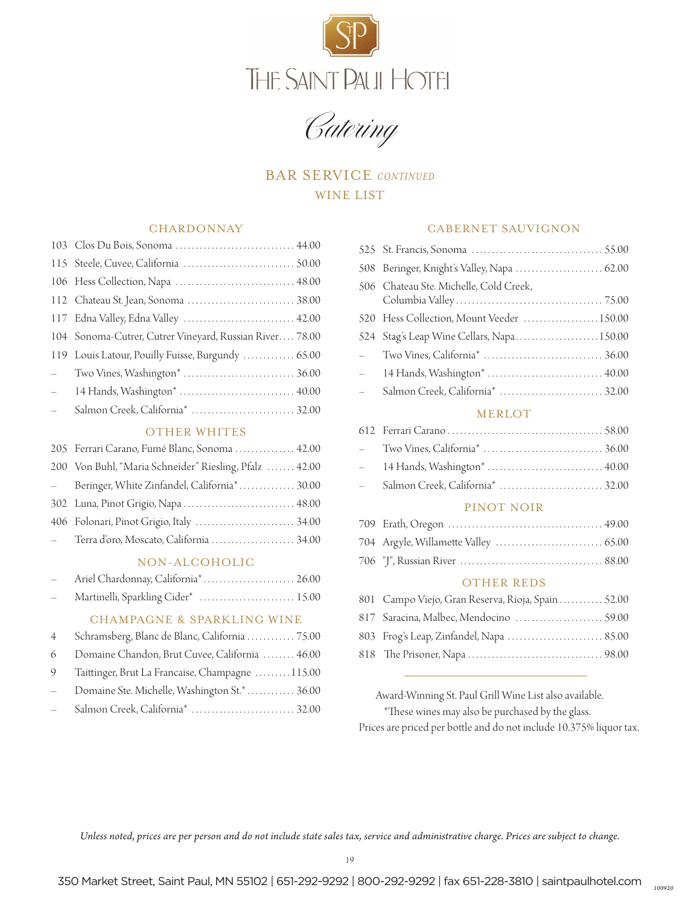# THE SAINT PAUL HOTEL

*Catering*

## BAR SERVICE *CONTINUED*

## WINE LIST

### CHARDONNAY

| # | Wine | Price |
|---|---|---|
| 103 | Clos Du Bois, Sonoma | 44.00 |
| 115 | Steele, Cuvee, California | 50.00 |
| 106 | Hess Collection, Napa | 48.00 |
| 112 | Chateau St. Jean, Sonoma | 38.00 |
| 117 | Edna Valley, Edna Valley | 42.00 |
| 104 | Sonoma-Cutrer, Cutrer Vineyard, Russian River | 78.00 |
| 119 | Louis Latour, Pouilly Fuisse, Burgundy | 65.00 |
| – | Two Vines, Washington* | 36.00 |
| – | 14 Hands, Washington* | 40.00 |
| – | Salmon Creek, California* | 32.00 |

### OTHER WHITES

| # | Wine | Price |
|---|---|---|
| 205 | Ferrari Carano, Fumé Blanc, Sonoma | 42.00 |
| 200 | Von Buhl, "Maria Schneider" Riesling, Pfalz | 42.00 |
| – | Beringer, White Zinfandel, California* | 30.00 |
| 302 | Luna, Pinot Grigio, Napa | 48.00 |
| 406 | Folonari, Pinot Grigio, Italy | 34.00 |
| – | Terra d'oro, Moscato, California | 34.00 |

### NON-ALCOHOLIC

| # | Wine | Price |
|---|---|---|
| – | Ariel Chardonnay, California* | 26.00 |
| – | Martinelli, Sparkling Cider* | 15.00 |

### CHAMPAGNE & SPARKLING WINE

| # | Wine | Price |
|---|---|---|
| 4 | Schramsberg, Blanc de Blanc, California | 75.00 |
| 6 | Domaine Chandon, Brut Cuvee, California | 46.00 |
| 9 | Taittinger, Brut La Francaise, Champagne | 115.00 |
| – | Domaine Ste. Michelle, Washington St.* | 36.00 |
| – | Salmon Creek, California* | 32.00 |

### CABERNET SAUVIGNON

| # | Wine | Price |
|---|---|---|
| 525 | St. Francis, Sonoma | 55.00 |
| 508 | Beringer, Knight's Valley, Napa | 62.00 |
| 506 | Chateau Ste. Michelle, Cold Creek, Columbia Valley | 75.00 |
| 520 | Hess Collection, Mount Veeder | 150.00 |
| 524 | Stag's Leap Wine Cellars, Napa | 150.00 |
| – | Two Vines, California* | 36.00 |
| – | 14 Hands, Washington* | 40.00 |
| – | Salmon Creek, California* | 32.00 |

### MERLOT

| # | Wine | Price |
|---|---|---|
| 612 | Ferrari Carano | 58.00 |
| – | Two Vines, California* | 36.00 |
| – | 14 Hands, Washington* | 40.00 |
| – | Salmon Creek, California* | 32.00 |

### PINOT NOIR

| # | Wine | Price |
|---|---|---|
| 709 | Erath, Oregon | 49.00 |
| 704 | Argyle, Willamette Valley | 65.00 |
| 706 | "J", Russian River | 88.00 |

### OTHER REDS

| # | Wine | Price |
|---|---|---|
| 801 | Campo Viejo, Gran Reserva, Rioja, Spain | 52.00 |
| 817 | Saracina, Malbec, Mendocino | 59.00 |
| 803 | Frog's Leap, Zinfandel, Napa | 85.00 |
| 818 | The Prisoner, Napa | 98.00 |

Award-Winning St. Paul Grill Wine List also available.
*These wines may also be purchased by the glass.
Prices are priced per bottle and do not include 10.375% liquor tax.

*Unless noted, prices are per person and do not include state sales tax, service and administrative charge. Prices are subject to change.*

350 Market Street, Saint Paul, MN 55102 | 651-292-9292 | 800-292-9292 | fax 651-228-3810 | saintpaulhotel.com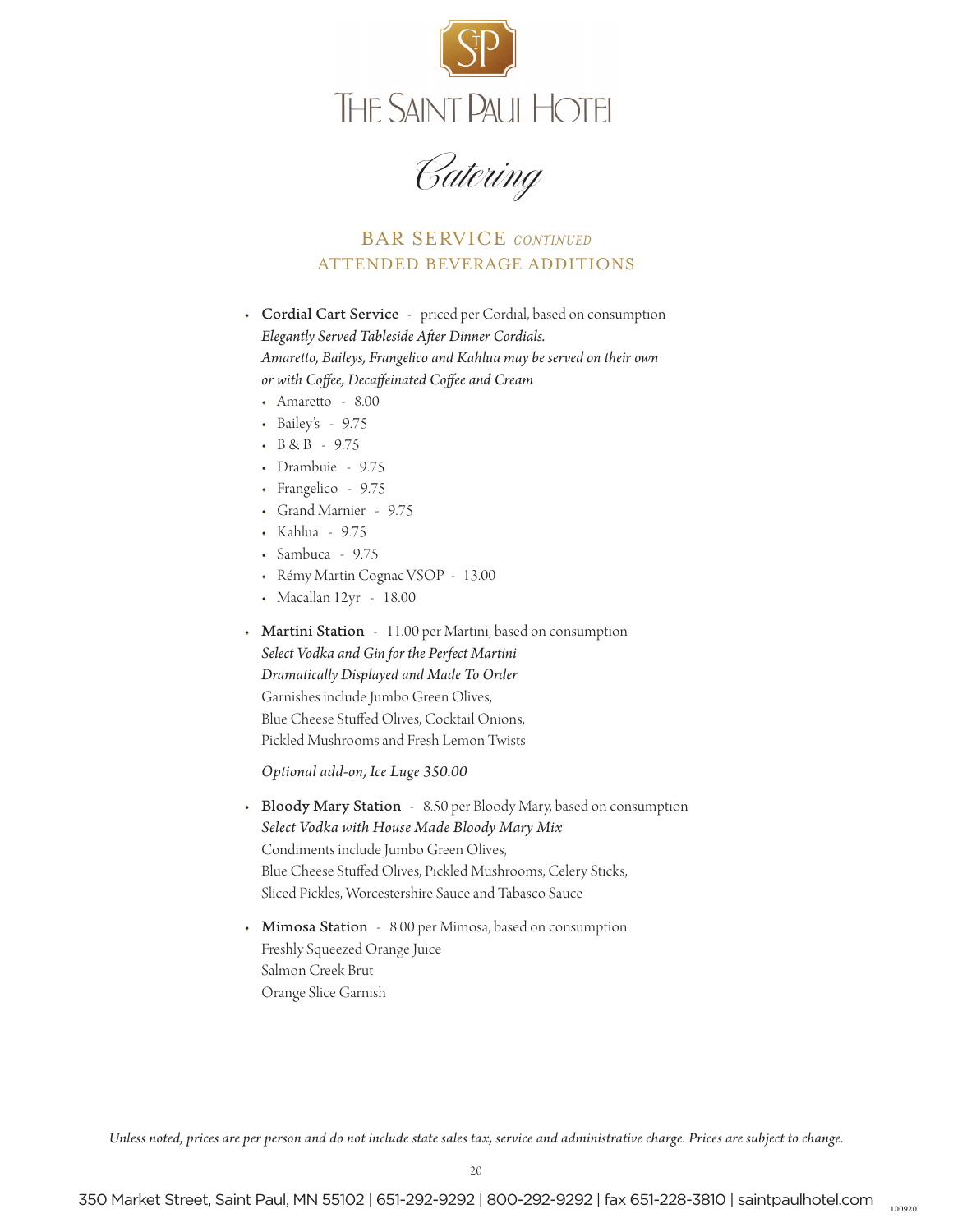# THE SAINT PAUL HOTEL

## *Catering*

## BAR SERVICE *CONTINUED*

### ATTENDED BEVERAGE ADDITIONS

- **Cordial Cart Service** - priced per Cordial, based on consumption
  *Elegantly Served Tableside After Dinner Cordials.*
  *Amaretto, Baileys, Frangelico and Kahlua may be served on their own or with Coffee, Decaffeinated Coffee and Cream*
  - Amaretto - 8.00
  - Bailey's - 9.75
  - B & B - 9.75
  - Drambuie - 9.75
  - Frangelico - 9.75
  - Grand Marnier - 9.75
  - Kahlua - 9.75
  - Sambuca - 9.75
  - Rémy Martin Cognac VSOP - 13.00
  - Macallan 12yr - 18.00

- **Martini Station** - 11.00 per Martini, based on consumption
  *Select Vodka and Gin for the Perfect Martini*
  *Dramatically Displayed and Made To Order*
  Garnishes include Jumbo Green Olives,
  Blue Cheese Stuffed Olives, Cocktail Onions,
  Pickled Mushrooms and Fresh Lemon Twists

  *Optional add-on, Ice Luge 350.00*

- **Bloody Mary Station** - 8.50 per Bloody Mary, based on consumption
  *Select Vodka with House Made Bloody Mary Mix*
  Condiments include Jumbo Green Olives,
  Blue Cheese Stuffed Olives, Pickled Mushrooms, Celery Sticks,
  Sliced Pickles, Worcestershire Sauce and Tabasco Sauce

- **Mimosa Station** - 8.00 per Mimosa, based on consumption
  Freshly Squeezed Orange Juice
  Salmon Creek Brut
  Orange Slice Garnish

*Unless noted, prices are per person and do not include state sales tax, service and administrative charge. Prices are subject to change.*

350 Market Street, Saint Paul, MN 55102 | 651-292-9292 | 800-292-9292 | fax 651-228-3810 | saintpaulhotel.com